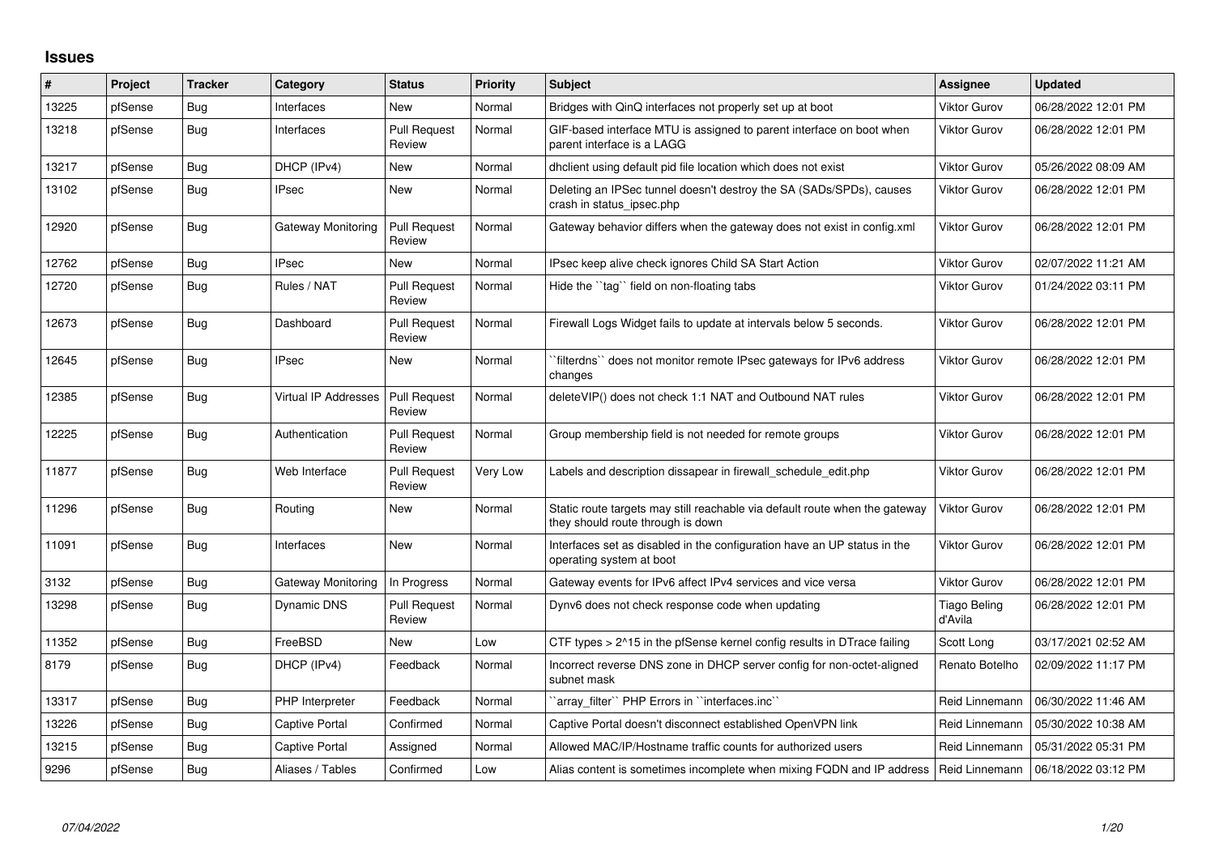# Issues

| # | Project | Tracker | Category | Status | Priority | Subject | Assignee | Updated |
|---|---|---|---|---|---|---|---|---|
| 13225 | pfSense | Bug | Interfaces | New | Normal | Bridges with QinQ interfaces not properly set up at boot | Viktor Gurov | 06/28/2022 12:01 PM |
| 13218 | pfSense | Bug | Interfaces | Pull Request Review | Normal | GIF-based interface MTU is assigned to parent interface on boot when parent interface is a LAGG | Viktor Gurov | 06/28/2022 12:01 PM |
| 13217 | pfSense | Bug | DHCP (IPv4) | New | Normal | dhclient using default pid file location which does not exist | Viktor Gurov | 05/26/2022 08:09 AM |
| 13102 | pfSense | Bug | IPsec | New | Normal | Deleting an IPSec tunnel doesn't destroy the SA (SADs/SPDs), causes crash in status_ipsec.php | Viktor Gurov | 06/28/2022 12:01 PM |
| 12920 | pfSense | Bug | Gateway Monitoring | Pull Request Review | Normal | Gateway behavior differs when the gateway does not exist in config.xml | Viktor Gurov | 06/28/2022 12:01 PM |
| 12762 | pfSense | Bug | IPsec | New | Normal | IPsec keep alive check ignores Child SA Start Action | Viktor Gurov | 02/07/2022 11:21 AM |
| 12720 | pfSense | Bug | Rules / NAT | Pull Request Review | Normal | Hide the ``tag`` field on non-floating tabs | Viktor Gurov | 01/24/2022 03:11 PM |
| 12673 | pfSense | Bug | Dashboard | Pull Request Review | Normal | Firewall Logs Widget fails to update at intervals below 5 seconds. | Viktor Gurov | 06/28/2022 12:01 PM |
| 12645 | pfSense | Bug | IPsec | New | Normal | ``filterdns`` does not monitor remote IPsec gateways for IPv6 address changes | Viktor Gurov | 06/28/2022 12:01 PM |
| 12385 | pfSense | Bug | Virtual IP Addresses | Pull Request Review | Normal | deleteVIP() does not check 1:1 NAT and Outbound NAT rules | Viktor Gurov | 06/28/2022 12:01 PM |
| 12225 | pfSense | Bug | Authentication | Pull Request Review | Normal | Group membership field is not needed for remote groups | Viktor Gurov | 06/28/2022 12:01 PM |
| 11877 | pfSense | Bug | Web Interface | Pull Request Review | Very Low | Labels and description dissapear in firewall_schedule_edit.php | Viktor Gurov | 06/28/2022 12:01 PM |
| 11296 | pfSense | Bug | Routing | New | Normal | Static route targets may still reachable via default route when the gateway they should route through is down | Viktor Gurov | 06/28/2022 12:01 PM |
| 11091 | pfSense | Bug | Interfaces | New | Normal | Interfaces set as disabled in the configuration have an UP status in the operating system at boot | Viktor Gurov | 06/28/2022 12:01 PM |
| 3132 | pfSense | Bug | Gateway Monitoring | In Progress | Normal | Gateway events for IPv6 affect IPv4 services and vice versa | Viktor Gurov | 06/28/2022 12:01 PM |
| 13298 | pfSense | Bug | Dynamic DNS | Pull Request Review | Normal | Dynv6 does not check response code when updating | Tiago Beling d'Avila | 06/28/2022 12:01 PM |
| 11352 | pfSense | Bug | FreeBSD | New | Low | CTF types > 2^15 in the pfSense kernel config results in DTrace failing | Scott Long | 03/17/2021 02:52 AM |
| 8179 | pfSense | Bug | DHCP (IPv4) | Feedback | Normal | Incorrect reverse DNS zone in DHCP server config for non-octet-aligned subnet mask | Renato Botelho | 02/09/2022 11:17 PM |
| 13317 | pfSense | Bug | PHP Interpreter | Feedback | Normal | ``array_filter`` PHP Errors in ``interfaces.inc`` | Reid Linnemann | 06/30/2022 11:46 AM |
| 13226 | pfSense | Bug | Captive Portal | Confirmed | Normal | Captive Portal doesn't disconnect established OpenVPN link | Reid Linnemann | 05/30/2022 10:38 AM |
| 13215 | pfSense | Bug | Captive Portal | Assigned | Normal | Allowed MAC/IP/Hostname traffic counts for authorized users | Reid Linnemann | 05/31/2022 05:31 PM |
| 9296 | pfSense | Bug | Aliases / Tables | Confirmed | Low | Alias content is sometimes incomplete when mixing FQDN and IP address | Reid Linnemann | 06/18/2022 03:12 PM |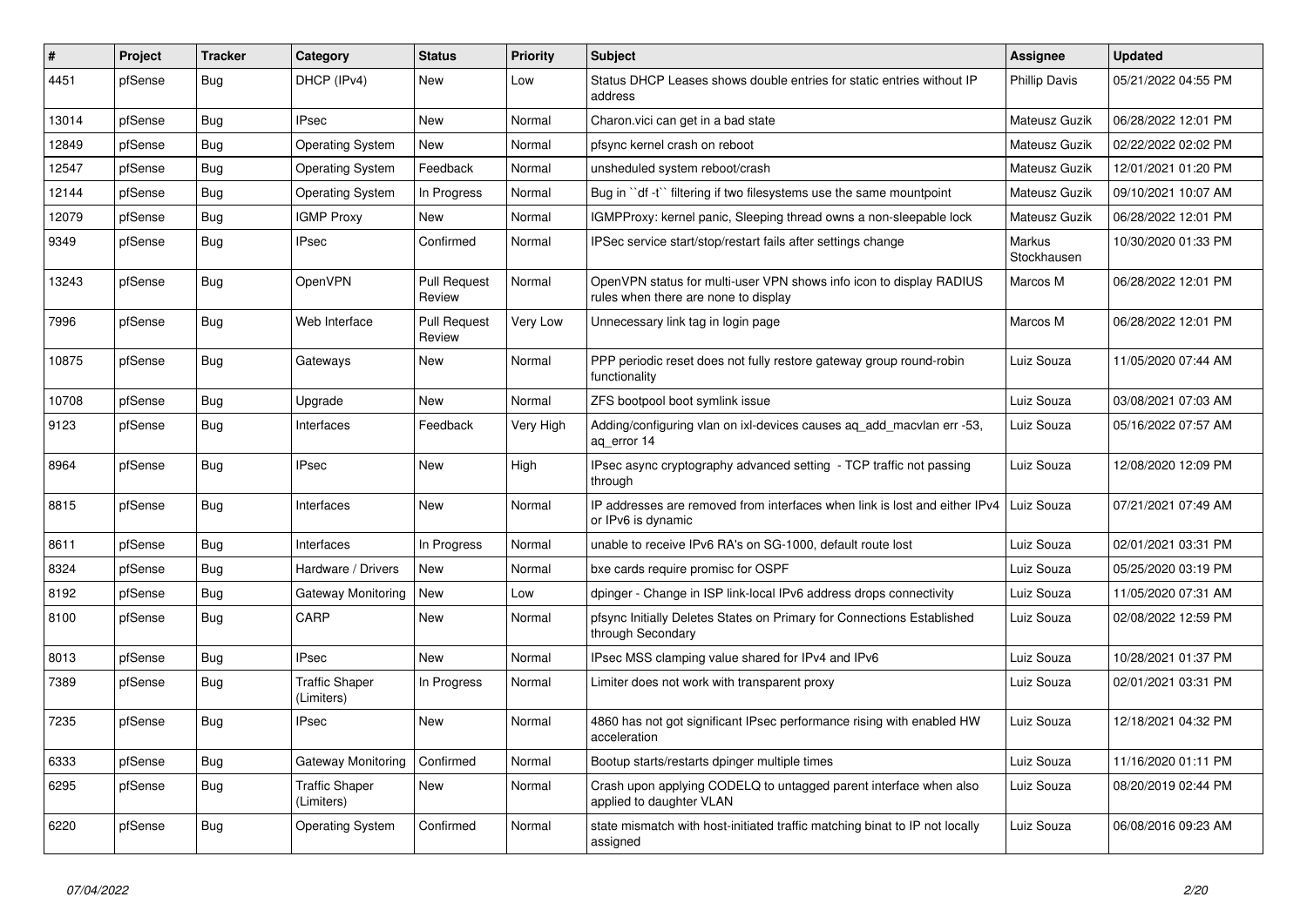| # | Project | Tracker | Category | Status | Priority | Subject | Assignee | Updated |
|---|---|---|---|---|---|---|---|---|
| 4451 | pfSense | Bug | DHCP (IPv4) | New | Low | Status DHCP Leases shows double entries for static entries without IP address | Phillip Davis | 05/21/2022 04:55 PM |
| 13014 | pfSense | Bug | IPsec | New | Normal | Charon.vici can get in a bad state | Mateusz Guzik | 06/28/2022 12:01 PM |
| 12849 | pfSense | Bug | Operating System | New | Normal | pfsync kernel crash on reboot | Mateusz Guzik | 02/22/2022 02:02 PM |
| 12547 | pfSense | Bug | Operating System | Feedback | Normal | unsheduled system reboot/crash | Mateusz Guzik | 12/01/2021 01:20 PM |
| 12144 | pfSense | Bug | Operating System | In Progress | Normal | Bug in ``df -t`` filtering if two filesystems use the same mountpoint | Mateusz Guzik | 09/10/2021 10:07 AM |
| 12079 | pfSense | Bug | IGMP Proxy | New | Normal | IGMPProxy: kernel panic, Sleeping thread owns a non-sleepable lock | Mateusz Guzik | 06/28/2022 12:01 PM |
| 9349 | pfSense | Bug | IPsec | Confirmed | Normal | IPSec service start/stop/restart fails after settings change | Markus Stockhausen | 10/30/2020 01:33 PM |
| 13243 | pfSense | Bug | OpenVPN | Pull Request Review | Normal | OpenVPN status for multi-user VPN shows info icon to display RADIUS rules when there are none to display | Marcos M | 06/28/2022 12:01 PM |
| 7996 | pfSense | Bug | Web Interface | Pull Request Review | Very Low | Unnecessary link tag in login page | Marcos M | 06/28/2022 12:01 PM |
| 10875 | pfSense | Bug | Gateways | New | Normal | PPP periodic reset does not fully restore gateway group round-robin functionality | Luiz Souza | 11/05/2020 07:44 AM |
| 10708 | pfSense | Bug | Upgrade | New | Normal | ZFS bootpool boot symlink issue | Luiz Souza | 03/08/2021 07:03 AM |
| 9123 | pfSense | Bug | Interfaces | Feedback | Very High | Adding/configuring vlan on ixl-devices causes aq_add_macvlan err -53, aq_error 14 | Luiz Souza | 05/16/2022 07:57 AM |
| 8964 | pfSense | Bug | IPsec | New | High | IPsec async cryptography advanced setting - TCP traffic not passing through | Luiz Souza | 12/08/2020 12:09 PM |
| 8815 | pfSense | Bug | Interfaces | New | Normal | IP addresses are removed from interfaces when link is lost and either IPv4 or IPv6 is dynamic | Luiz Souza | 07/21/2021 07:49 AM |
| 8611 | pfSense | Bug | Interfaces | In Progress | Normal | unable to receive IPv6 RA's on SG-1000, default route lost | Luiz Souza | 02/01/2021 03:31 PM |
| 8324 | pfSense | Bug | Hardware / Drivers | New | Normal | bxe cards require promisc for OSPF | Luiz Souza | 05/25/2020 03:19 PM |
| 8192 | pfSense | Bug | Gateway Monitoring | New | Low | dpinger - Change in ISP link-local IPv6 address drops connectivity | Luiz Souza | 11/05/2020 07:31 AM |
| 8100 | pfSense | Bug | CARP | New | Normal | pfsync Initially Deletes States on Primary for Connections Established through Secondary | Luiz Souza | 02/08/2022 12:59 PM |
| 8013 | pfSense | Bug | IPsec | New | Normal | IPsec MSS clamping value shared for IPv4 and IPv6 | Luiz Souza | 10/28/2021 01:37 PM |
| 7389 | pfSense | Bug | Traffic Shaper (Limiters) | In Progress | Normal | Limiter does not work with transparent proxy | Luiz Souza | 02/01/2021 03:31 PM |
| 7235 | pfSense | Bug | IPsec | New | Normal | 4860 has not got significant IPsec performance rising with enabled HW acceleration | Luiz Souza | 12/18/2021 04:32 PM |
| 6333 | pfSense | Bug | Gateway Monitoring | Confirmed | Normal | Bootup starts/restarts dpinger multiple times | Luiz Souza | 11/16/2020 01:11 PM |
| 6295 | pfSense | Bug | Traffic Shaper (Limiters) | New | Normal | Crash upon applying CODELQ to untagged parent interface when also applied to daughter VLAN | Luiz Souza | 08/20/2019 02:44 PM |
| 6220 | pfSense | Bug | Operating System | Confirmed | Normal | state mismatch with host-initiated traffic matching binat to IP not locally assigned | Luiz Souza | 06/08/2016 09:23 AM |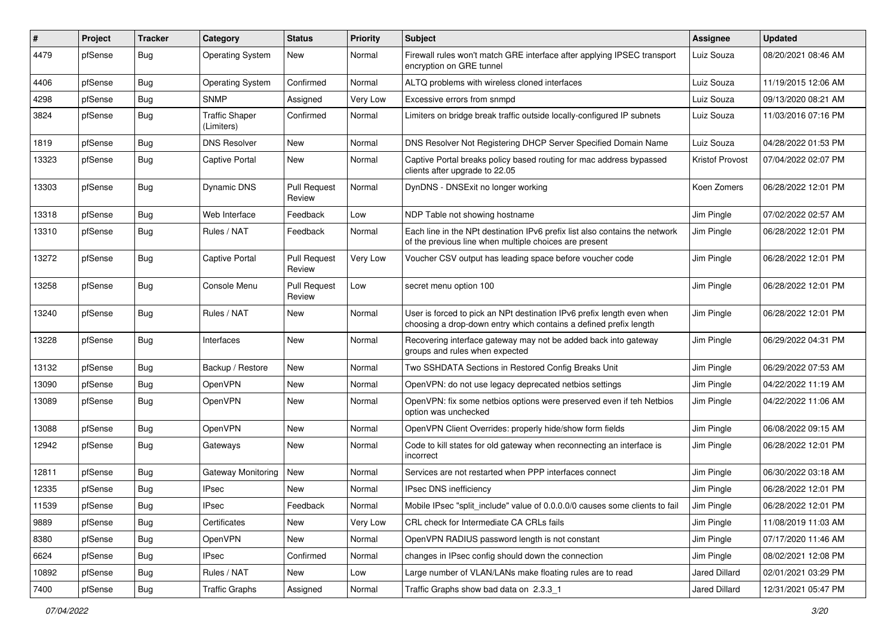| # | Project | Tracker | Category | Status | Priority | Subject | Assignee | Updated |
|---|---|---|---|---|---|---|---|---|
| 4479 | pfSense | Bug | Operating System | New | Normal | Firewall rules won't match GRE interface after applying IPSEC transport encryption on GRE tunnel | Luiz Souza | 08/20/2021 08:46 AM |
| 4406 | pfSense | Bug | Operating System | Confirmed | Normal | ALTQ problems with wireless cloned interfaces | Luiz Souza | 11/19/2015 12:06 AM |
| 4298 | pfSense | Bug | SNMP | Assigned | Very Low | Excessive errors from snmpd | Luiz Souza | 09/13/2020 08:21 AM |
| 3824 | pfSense | Bug | Traffic Shaper (Limiters) | Confirmed | Normal | Limiters on bridge break traffic outside locally-configured IP subnets | Luiz Souza | 11/03/2016 07:16 PM |
| 1819 | pfSense | Bug | DNS Resolver | New | Normal | DNS Resolver Not Registering DHCP Server Specified Domain Name | Luiz Souza | 04/28/2022 01:53 PM |
| 13323 | pfSense | Bug | Captive Portal | New | Normal | Captive Portal breaks policy based routing for mac address bypassed clients after upgrade to 22.05 | Kristof Provost | 07/04/2022 02:07 PM |
| 13303 | pfSense | Bug | Dynamic DNS | Pull Request Review | Normal | DynDNS - DNSExit no longer working | Koen Zomers | 06/28/2022 12:01 PM |
| 13318 | pfSense | Bug | Web Interface | Feedback | Low | NDP Table not showing hostname | Jim Pingle | 07/02/2022 02:57 AM |
| 13310 | pfSense | Bug | Rules / NAT | Feedback | Normal | Each line in the NPt destination IPv6 prefix list also contains the network of the previous line when multiple choices are present | Jim Pingle | 06/28/2022 12:01 PM |
| 13272 | pfSense | Bug | Captive Portal | Pull Request Review | Very Low | Voucher CSV output has leading space before voucher code | Jim Pingle | 06/28/2022 12:01 PM |
| 13258 | pfSense | Bug | Console Menu | Pull Request Review | Low | secret menu option 100 | Jim Pingle | 06/28/2022 12:01 PM |
| 13240 | pfSense | Bug | Rules / NAT | New | Normal | User is forced to pick an NPt destination IPv6 prefix length even when choosing a drop-down entry which contains a defined prefix length | Jim Pingle | 06/28/2022 12:01 PM |
| 13228 | pfSense | Bug | Interfaces | New | Normal | Recovering interface gateway may not be added back into gateway groups and rules when expected | Jim Pingle | 06/29/2022 04:31 PM |
| 13132 | pfSense | Bug | Backup / Restore | New | Normal | Two SSHDATA Sections in Restored Config Breaks Unit | Jim Pingle | 06/29/2022 07:53 AM |
| 13090 | pfSense | Bug | OpenVPN | New | Normal | OpenVPN: do not use legacy deprecated netbios settings | Jim Pingle | 04/22/2022 11:19 AM |
| 13089 | pfSense | Bug | OpenVPN | New | Normal | OpenVPN: fix some netbios options were preserved even if teh Netbios option was unchecked | Jim Pingle | 04/22/2022 11:06 AM |
| 13088 | pfSense | Bug | OpenVPN | New | Normal | OpenVPN Client Overrides: properly hide/show form fields | Jim Pingle | 06/08/2022 09:15 AM |
| 12942 | pfSense | Bug | Gateways | New | Normal | Code to kill states for old gateway when reconnecting an interface is incorrect | Jim Pingle | 06/28/2022 12:01 PM |
| 12811 | pfSense | Bug | Gateway Monitoring | New | Normal | Services are not restarted when PPP interfaces connect | Jim Pingle | 06/30/2022 03:18 AM |
| 12335 | pfSense | Bug | IPsec | New | Normal | IPsec DNS inefficiency | Jim Pingle | 06/28/2022 12:01 PM |
| 11539 | pfSense | Bug | IPsec | Feedback | Normal | Mobile IPsec "split_include" value of 0.0.0.0/0 causes some clients to fail | Jim Pingle | 06/28/2022 12:01 PM |
| 9889 | pfSense | Bug | Certificates | New | Very Low | CRL check for Intermediate CA CRLs fails | Jim Pingle | 11/08/2019 11:03 AM |
| 8380 | pfSense | Bug | OpenVPN | New | Normal | OpenVPN RADIUS password length is not constant | Jim Pingle | 07/17/2020 11:46 AM |
| 6624 | pfSense | Bug | IPsec | Confirmed | Normal | changes in IPsec config should down the connection | Jim Pingle | 08/02/2021 12:08 PM |
| 10892 | pfSense | Bug | Rules / NAT | New | Low | Large number of VLAN/LANs make floating rules are to read | Jared Dillard | 02/01/2021 03:29 PM |
| 7400 | pfSense | Bug | Traffic Graphs | Assigned | Normal | Traffic Graphs show bad data on 2.3.3_1 | Jared Dillard | 12/31/2021 05:47 PM |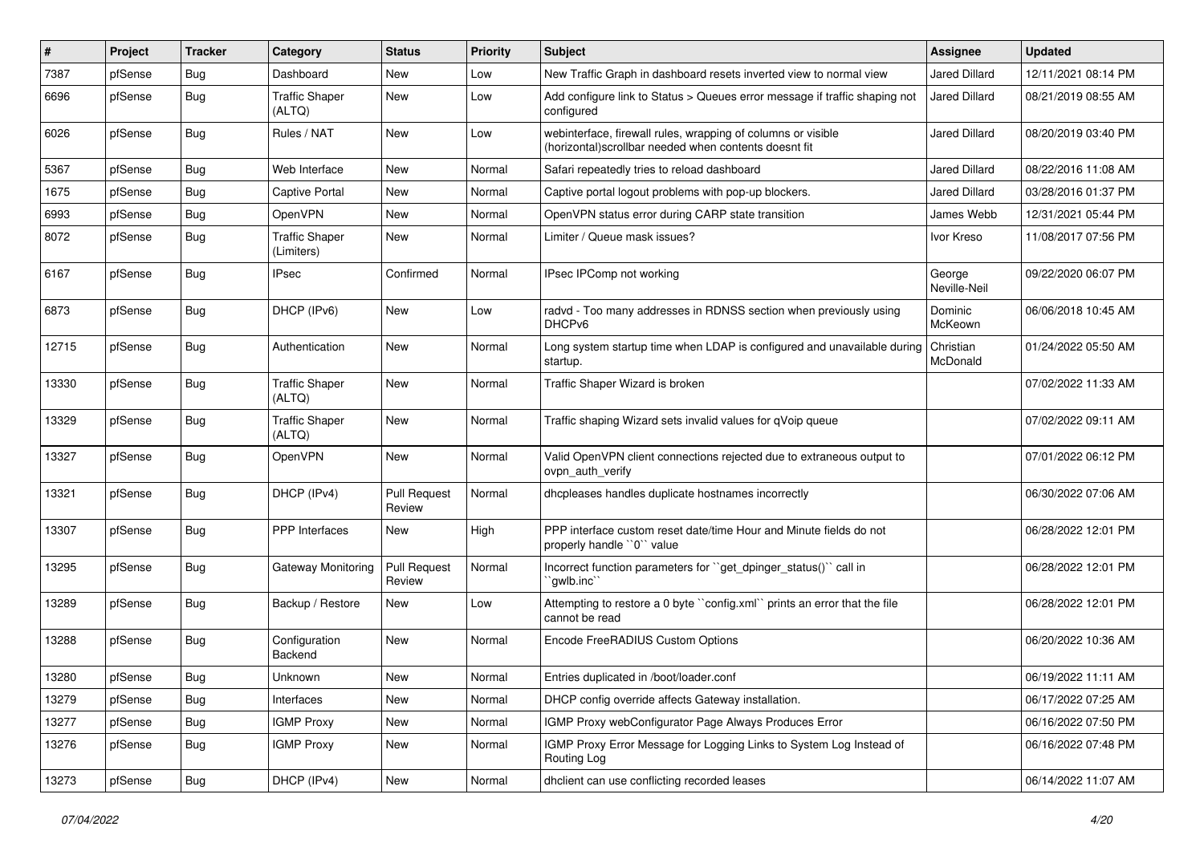| # | Project | Tracker | Category | Status | Priority | Subject | Assignee | Updated |
|---|---|---|---|---|---|---|---|---|
| 7387 | pfSense | Bug | Dashboard | New | Low | New Traffic Graph in dashboard resets inverted view to normal view | Jared Dillard | 12/11/2021 08:14 PM |
| 6696 | pfSense | Bug | Traffic Shaper (ALTQ) | New | Low | Add configure link to Status > Queues error message if traffic shaping not configured | Jared Dillard | 08/21/2019 08:55 AM |
| 6026 | pfSense | Bug | Rules / NAT | New | Low | webinterface, firewall rules, wrapping of columns or visible (horizontal)scrollbar needed when contents doesnt fit | Jared Dillard | 08/20/2019 03:40 PM |
| 5367 | pfSense | Bug | Web Interface | New | Normal | Safari repeatedly tries to reload dashboard | Jared Dillard | 08/22/2016 11:08 AM |
| 1675 | pfSense | Bug | Captive Portal | New | Normal | Captive portal logout problems with pop-up blockers. | Jared Dillard | 03/28/2016 01:37 PM |
| 6993 | pfSense | Bug | OpenVPN | New | Normal | OpenVPN status error during CARP state transition | James Webb | 12/31/2021 05:44 PM |
| 8072 | pfSense | Bug | Traffic Shaper (Limiters) | New | Normal | Limiter / Queue mask issues? | Ivor Kreso | 11/08/2017 07:56 PM |
| 6167 | pfSense | Bug | IPsec | Confirmed | Normal | IPsec IPComp not working | George Neville-Neil | 09/22/2020 06:07 PM |
| 6873 | pfSense | Bug | DHCP (IPv6) | New | Low | radvd - Too many addresses in RDNSS section when previously using DHCPv6 | Dominic McKeown | 06/06/2018 10:45 AM |
| 12715 | pfSense | Bug | Authentication | New | Normal | Long system startup time when LDAP is configured and unavailable during startup. | Christian McDonald | 01/24/2022 05:50 AM |
| 13330 | pfSense | Bug | Traffic Shaper (ALTQ) | New | Normal | Traffic Shaper Wizard is broken | | 07/02/2022 11:33 AM |
| 13329 | pfSense | Bug | Traffic Shaper (ALTQ) | New | Normal | Traffic shaping Wizard sets invalid values for qVoip queue | | 07/02/2022 09:11 AM |
| 13327 | pfSense | Bug | OpenVPN | New | Normal | Valid OpenVPN client connections rejected due to extraneous output to ovpn_auth_verify | | 07/01/2022 06:12 PM |
| 13321 | pfSense | Bug | DHCP (IPv4) | Pull Request Review | Normal | dhcpleases handles duplicate hostnames incorrectly | | 06/30/2022 07:06 AM |
| 13307 | pfSense | Bug | PPP Interfaces | New | High | PPP interface custom reset date/time Hour and Minute fields do not properly handle ``0`` value | | 06/28/2022 12:01 PM |
| 13295 | pfSense | Bug | Gateway Monitoring | Pull Request Review | Normal | Incorrect function parameters for ``get_dpinger_status()`` call in ``gwlb.inc`` | | 06/28/2022 12:01 PM |
| 13289 | pfSense | Bug | Backup / Restore | New | Low | Attempting to restore a 0 byte ``config.xml`` prints an error that the file cannot be read | | 06/28/2022 12:01 PM |
| 13288 | pfSense | Bug | Configuration Backend | New | Normal | Encode FreeRADIUS Custom Options | | 06/20/2022 10:36 AM |
| 13280 | pfSense | Bug | Unknown | New | Normal | Entries duplicated in /boot/loader.conf | | 06/19/2022 11:11 AM |
| 13279 | pfSense | Bug | Interfaces | New | Normal | DHCP config override affects Gateway installation. | | 06/17/2022 07:25 AM |
| 13277 | pfSense | Bug | IGMP Proxy | New | Normal | IGMP Proxy webConfigurator Page Always Produces Error | | 06/16/2022 07:50 PM |
| 13276 | pfSense | Bug | IGMP Proxy | New | Normal | IGMP Proxy Error Message for Logging Links to System Log Instead of Routing Log | | 06/16/2022 07:48 PM |
| 13273 | pfSense | Bug | DHCP (IPv4) | New | Normal | dhclient can use conflicting recorded leases | | 06/14/2022 11:07 AM |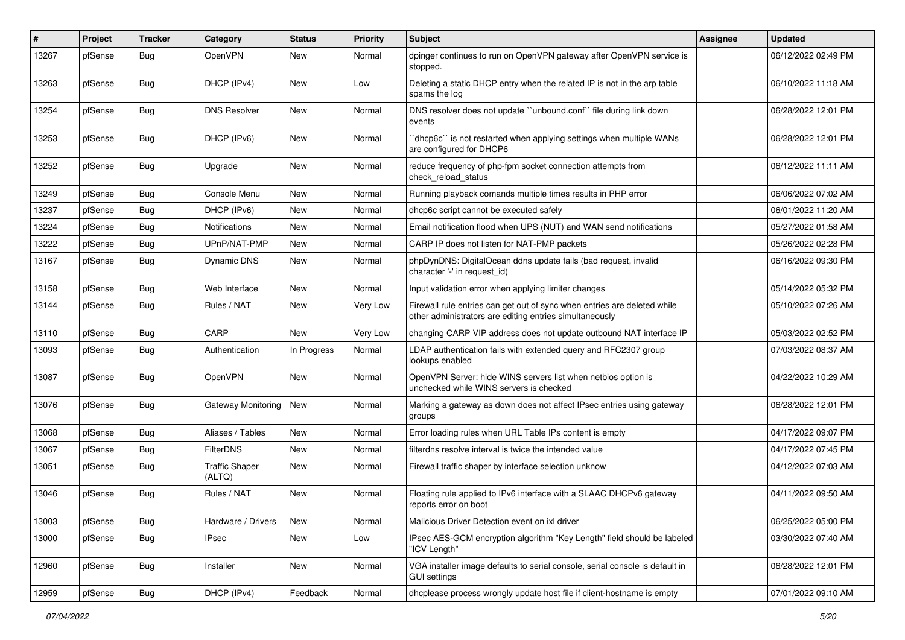| # | Project | Tracker | Category | Status | Priority | Subject | Assignee | Updated |
|---|---|---|---|---|---|---|---|---|
| 13267 | pfSense | Bug | OpenVPN | New | Normal | dpinger continues to run on OpenVPN gateway after OpenVPN service is stopped. | | 06/12/2022 02:49 PM |
| 13263 | pfSense | Bug | DHCP (IPv4) | New | Low | Deleting a static DHCP entry when the related IP is not in the arp table spams the log | | 06/10/2022 11:18 AM |
| 13254 | pfSense | Bug | DNS Resolver | New | Normal | DNS resolver does not update ``unbound.conf`` file during link down events | | 06/28/2022 12:01 PM |
| 13253 | pfSense | Bug | DHCP (IPv6) | New | Normal | ``dhcp6c`` is not restarted when applying settings when multiple WANs are configured for DHCP6 | | 06/28/2022 12:01 PM |
| 13252 | pfSense | Bug | Upgrade | New | Normal | reduce frequency of php-fpm socket connection attempts from check_reload_status | | 06/12/2022 11:11 AM |
| 13249 | pfSense | Bug | Console Menu | New | Normal | Running playback comands multiple times results in PHP error | | 06/06/2022 07:02 AM |
| 13237 | pfSense | Bug | DHCP (IPv6) | New | Normal | dhcp6c script cannot be executed safely | | 06/01/2022 11:20 AM |
| 13224 | pfSense | Bug | Notifications | New | Normal | Email notification flood when UPS (NUT) and WAN send notifications | | 05/27/2022 01:58 AM |
| 13222 | pfSense | Bug | UPnP/NAT-PMP | New | Normal | CARP IP does not listen for NAT-PMP packets | | 05/26/2022 02:28 PM |
| 13167 | pfSense | Bug | Dynamic DNS | New | Normal | phpDynDNS: DigitalOcean ddns update fails (bad request, invalid character '-' in request_id) | | 06/16/2022 09:30 PM |
| 13158 | pfSense | Bug | Web Interface | New | Normal | Input validation error when applying limiter changes | | 05/14/2022 05:32 PM |
| 13144 | pfSense | Bug | Rules / NAT | New | Very Low | Firewall rule entries can get out of sync when entries are deleted while other administrators are editing entries simultaneously | | 05/10/2022 07:26 AM |
| 13110 | pfSense | Bug | CARP | New | Very Low | changing CARP VIP address does not update outbound NAT interface IP | | 05/03/2022 02:52 PM |
| 13093 | pfSense | Bug | Authentication | In Progress | Normal | LDAP authentication fails with extended query and RFC2307 group lookups enabled | | 07/03/2022 08:37 AM |
| 13087 | pfSense | Bug | OpenVPN | New | Normal | OpenVPN Server: hide WINS servers list when netbios option is unchecked while WINS servers is checked | | 04/22/2022 10:29 AM |
| 13076 | pfSense | Bug | Gateway Monitoring | New | Normal | Marking a gateway as down does not affect IPsec entries using gateway groups | | 06/28/2022 12:01 PM |
| 13068 | pfSense | Bug | Aliases / Tables | New | Normal | Error loading rules when URL Table IPs content is empty | | 04/17/2022 09:07 PM |
| 13067 | pfSense | Bug | FilterDNS | New | Normal | filterdns resolve interval is twice the intended value | | 04/17/2022 07:45 PM |
| 13051 | pfSense | Bug | Traffic Shaper (ALTQ) | New | Normal | Firewall traffic shaper by interface selection unknow | | 04/12/2022 07:03 AM |
| 13046 | pfSense | Bug | Rules / NAT | New | Normal | Floating rule applied to IPv6 interface with a SLAAC DHCPv6 gateway reports error on boot | | 04/11/2022 09:50 AM |
| 13003 | pfSense | Bug | Hardware / Drivers | New | Normal | Malicious Driver Detection event on ixl driver | | 06/25/2022 05:00 PM |
| 13000 | pfSense | Bug | IPsec | New | Low | IPsec AES-GCM encryption algorithm "Key Length" field should be labeled "ICV Length" | | 03/30/2022 07:40 AM |
| 12960 | pfSense | Bug | Installer | New | Normal | VGA installer image defaults to serial console, serial console is default in GUI settings | | 06/28/2022 12:01 PM |
| 12959 | pfSense | Bug | DHCP (IPv4) | Feedback | Normal | dhcplease process wrongly update host file if client-hostname is empty | | 07/01/2022 09:10 AM |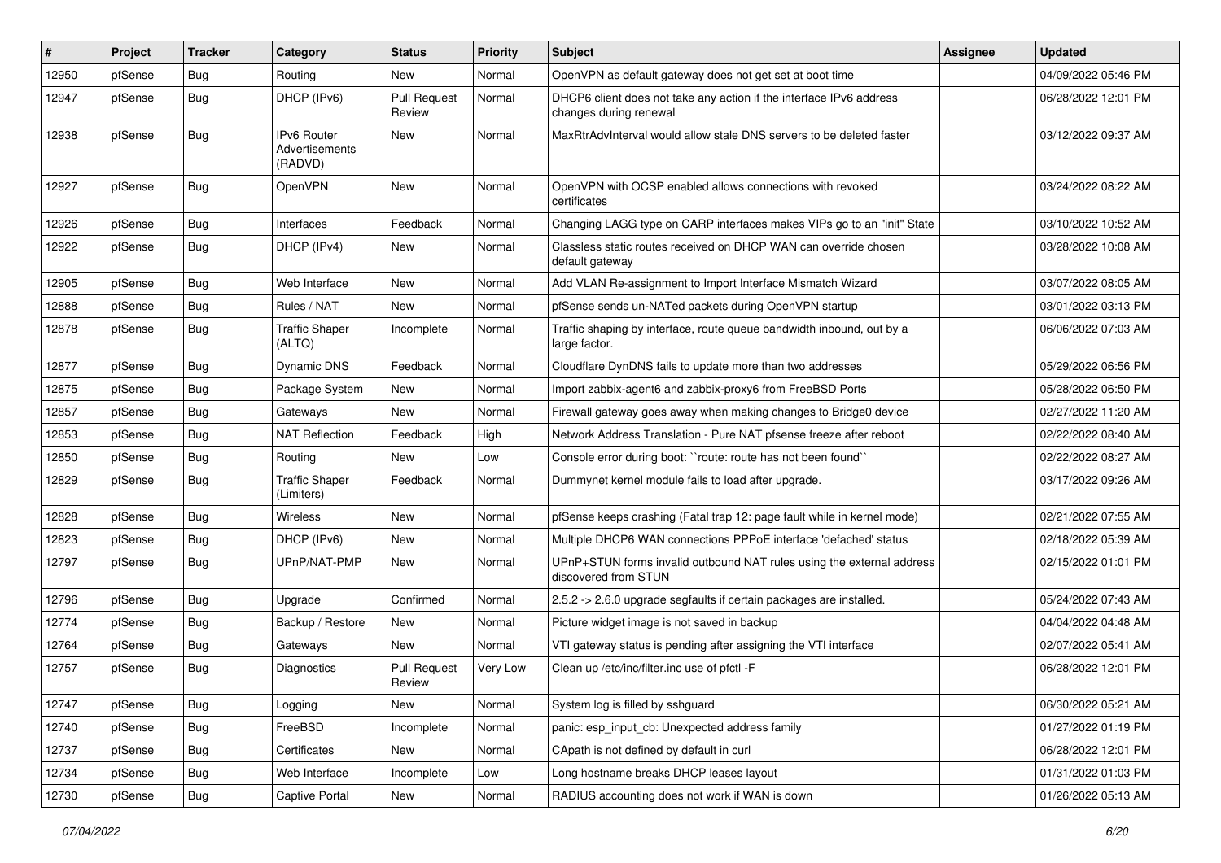| # | Project | Tracker | Category | Status | Priority | Subject | Assignee | Updated |
|---|---|---|---|---|---|---|---|---|
| 12950 | pfSense | Bug | Routing | New | Normal | OpenVPN as default gateway does not get set at boot time | | 04/09/2022 05:46 PM |
| 12947 | pfSense | Bug | DHCP (IPv6) | Pull Request Review | Normal | DHCP6 client does not take any action if the interface IPv6 address changes during renewal | | 06/28/2022 12:01 PM |
| 12938 | pfSense | Bug | IPv6 Router Advertisements (RADVD) | New | Normal | MaxRtrAdvInterval would allow stale DNS servers to be deleted faster | | 03/12/2022 09:37 AM |
| 12927 | pfSense | Bug | OpenVPN | New | Normal | OpenVPN with OCSP enabled allows connections with revoked certificates | | 03/24/2022 08:22 AM |
| 12926 | pfSense | Bug | Interfaces | Feedback | Normal | Changing LAGG type on CARP interfaces makes VIPs go to an "init" State | | 03/10/2022 10:52 AM |
| 12922 | pfSense | Bug | DHCP (IPv4) | New | Normal | Classless static routes received on DHCP WAN can override chosen default gateway | | 03/28/2022 10:08 AM |
| 12905 | pfSense | Bug | Web Interface | New | Normal | Add VLAN Re-assignment to Import Interface Mismatch Wizard | | 03/07/2022 08:05 AM |
| 12888 | pfSense | Bug | Rules / NAT | New | Normal | pfSense sends un-NATed packets during OpenVPN startup | | 03/01/2022 03:13 PM |
| 12878 | pfSense | Bug | Traffic Shaper (ALTQ) | Incomplete | Normal | Traffic shaping by interface, route queue bandwidth inbound, out by a large factor. | | 06/06/2022 07:03 AM |
| 12877 | pfSense | Bug | Dynamic DNS | Feedback | Normal | Cloudflare DynDNS fails to update more than two addresses | | 05/29/2022 06:56 PM |
| 12875 | pfSense | Bug | Package System | New | Normal | Import zabbix-agent6 and zabbix-proxy6 from FreeBSD Ports | | 05/28/2022 06:50 PM |
| 12857 | pfSense | Bug | Gateways | New | Normal | Firewall gateway goes away when making changes to Bridge0 device | | 02/27/2022 11:20 AM |
| 12853 | pfSense | Bug | NAT Reflection | Feedback | High | Network Address Translation - Pure NAT pfsense freeze after reboot | | 02/22/2022 08:40 AM |
| 12850 | pfSense | Bug | Routing | New | Low | Console error during boot: ``route: route has not been found`` | | 02/22/2022 08:27 AM |
| 12829 | pfSense | Bug | Traffic Shaper (Limiters) | Feedback | Normal | Dummynet kernel module fails to load after upgrade. | | 03/17/2022 09:26 AM |
| 12828 | pfSense | Bug | Wireless | New | Normal | pfSense keeps crashing (Fatal trap 12: page fault while in kernel mode) | | 02/21/2022 07:55 AM |
| 12823 | pfSense | Bug | DHCP (IPv6) | New | Normal | Multiple DHCP6 WAN connections PPPoE interface 'defached' status | | 02/18/2022 05:39 AM |
| 12797 | pfSense | Bug | UPnP/NAT-PMP | New | Normal | UPnP+STUN forms invalid outbound NAT rules using the external address discovered from STUN | | 02/15/2022 01:01 PM |
| 12796 | pfSense | Bug | Upgrade | Confirmed | Normal | 2.5.2 -> 2.6.0 upgrade segfaults if certain packages are installed. | | 05/24/2022 07:43 AM |
| 12774 | pfSense | Bug | Backup / Restore | New | Normal | Picture widget image is not saved in backup | | 04/04/2022 04:48 AM |
| 12764 | pfSense | Bug | Gateways | New | Normal | VTI gateway status is pending after assigning the VTI interface | | 02/07/2022 05:41 AM |
| 12757 | pfSense | Bug | Diagnostics | Pull Request Review | Very Low | Clean up /etc/inc/filter.inc use of pfctl -F | | 06/28/2022 12:01 PM |
| 12747 | pfSense | Bug | Logging | New | Normal | System log is filled by sshguard | | 06/30/2022 05:21 AM |
| 12740 | pfSense | Bug | FreeBSD | Incomplete | Normal | panic: esp_input_cb: Unexpected address family | | 01/27/2022 01:19 PM |
| 12737 | pfSense | Bug | Certificates | New | Normal | CApath is not defined by default in curl | | 06/28/2022 12:01 PM |
| 12734 | pfSense | Bug | Web Interface | Incomplete | Low | Long hostname breaks DHCP leases layout | | 01/31/2022 01:03 PM |
| 12730 | pfSense | Bug | Captive Portal | New | Normal | RADIUS accounting does not work if WAN is down | | 01/26/2022 05:13 AM |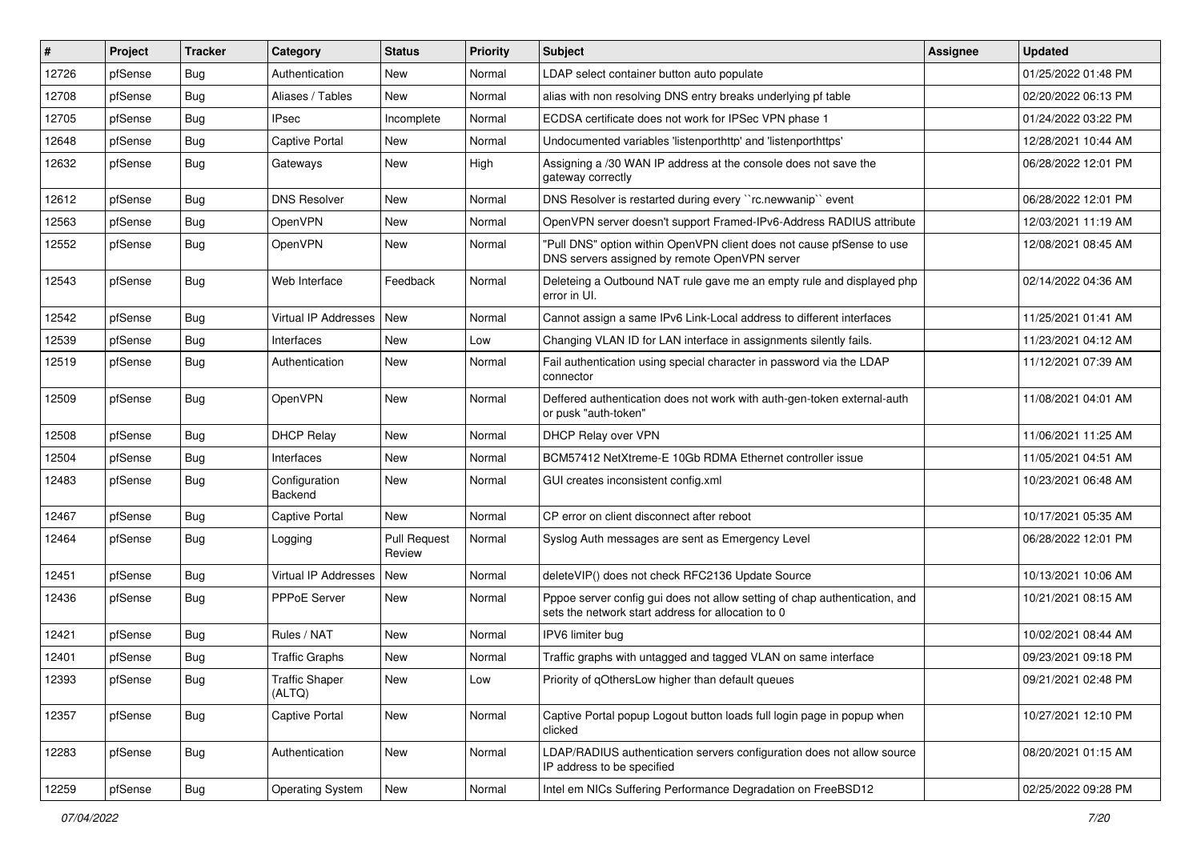| # | Project | Tracker | Category | Status | Priority | Subject | Assignee | Updated |
|---|---|---|---|---|---|---|---|---|
| 12726 | pfSense | Bug | Authentication | New | Normal | LDAP select container button auto populate | | 01/25/2022 01:48 PM |
| 12708 | pfSense | Bug | Aliases / Tables | New | Normal | alias with non resolving DNS entry breaks underlying pf table | | 02/20/2022 06:13 PM |
| 12705 | pfSense | Bug | IPsec | Incomplete | Normal | ECDSA certificate does not work for IPSec VPN phase 1 | | 01/24/2022 03:22 PM |
| 12648 | pfSense | Bug | Captive Portal | New | Normal | Undocumented variables 'listenporthttp' and 'listenporthttps' | | 12/28/2021 10:44 AM |
| 12632 | pfSense | Bug | Gateways | New | High | Assigning a /30 WAN IP address at the console does not save the gateway correctly | | 06/28/2022 12:01 PM |
| 12612 | pfSense | Bug | DNS Resolver | New | Normal | DNS Resolver is restarted during every ``rc.newwanip`` event | | 06/28/2022 12:01 PM |
| 12563 | pfSense | Bug | OpenVPN | New | Normal | OpenVPN server doesn't support Framed-IPv6-Address RADIUS attribute | | 12/03/2021 11:19 AM |
| 12552 | pfSense | Bug | OpenVPN | New | Normal | "Pull DNS" option within OpenVPN client does not cause pfSense to use DNS servers assigned by remote OpenVPN server | | 12/08/2021 08:45 AM |
| 12543 | pfSense | Bug | Web Interface | Feedback | Normal | Deleteing a Outbound NAT rule gave me an empty rule and displayed php error in UI. | | 02/14/2022 04:36 AM |
| 12542 | pfSense | Bug | Virtual IP Addresses | New | Normal | Cannot assign a same IPv6 Link-Local address to different interfaces | | 11/25/2021 01:41 AM |
| 12539 | pfSense | Bug | Interfaces | New | Low | Changing VLAN ID for LAN interface in assignments silently fails. | | 11/23/2021 04:12 AM |
| 12519 | pfSense | Bug | Authentication | New | Normal | Fail authentication using special character in password via the LDAP connector | | 11/12/2021 07:39 AM |
| 12509 | pfSense | Bug | OpenVPN | New | Normal | Deffered authentication does not work with auth-gen-token external-auth or pusk "auth-token" | | 11/08/2021 04:01 AM |
| 12508 | pfSense | Bug | DHCP Relay | New | Normal | DHCP Relay over VPN | | 11/06/2021 11:25 AM |
| 12504 | pfSense | Bug | Interfaces | New | Normal | BCM57412 NetXtreme-E 10Gb RDMA Ethernet controller issue | | 11/05/2021 04:51 AM |
| 12483 | pfSense | Bug | Configuration Backend | New | Normal | GUI creates inconsistent config.xml | | 10/23/2021 06:48 AM |
| 12467 | pfSense | Bug | Captive Portal | New | Normal | CP error on client disconnect after reboot | | 10/17/2021 05:35 AM |
| 12464 | pfSense | Bug | Logging | Pull Request Review | Normal | Syslog Auth messages are sent as Emergency Level | | 06/28/2022 12:01 PM |
| 12451 | pfSense | Bug | Virtual IP Addresses | New | Normal | deleteVIP() does not check RFC2136 Update Source | | 10/13/2021 10:06 AM |
| 12436 | pfSense | Bug | PPPoE Server | New | Normal | Pppoe server config gui does not allow setting of chap authentication, and sets the network start address for allocation to 0 | | 10/21/2021 08:15 AM |
| 12421 | pfSense | Bug | Rules / NAT | New | Normal | IPV6 limiter bug | | 10/02/2021 08:44 AM |
| 12401 | pfSense | Bug | Traffic Graphs | New | Normal | Traffic graphs with untagged and tagged VLAN on same interface | | 09/23/2021 09:18 PM |
| 12393 | pfSense | Bug | Traffic Shaper (ALTQ) | New | Low | Priority of qOthersLow higher than default queues | | 09/21/2021 02:48 PM |
| 12357 | pfSense | Bug | Captive Portal | New | Normal | Captive Portal popup Logout button loads full login page in popup when clicked | | 10/27/2021 12:10 PM |
| 12283 | pfSense | Bug | Authentication | New | Normal | LDAP/RADIUS authentication servers configuration does not allow source IP address to be specified | | 08/20/2021 01:15 AM |
| 12259 | pfSense | Bug | Operating System | New | Normal | Intel em NICs Suffering Performance Degradation on FreeBSD12 | | 02/25/2022 09:28 PM |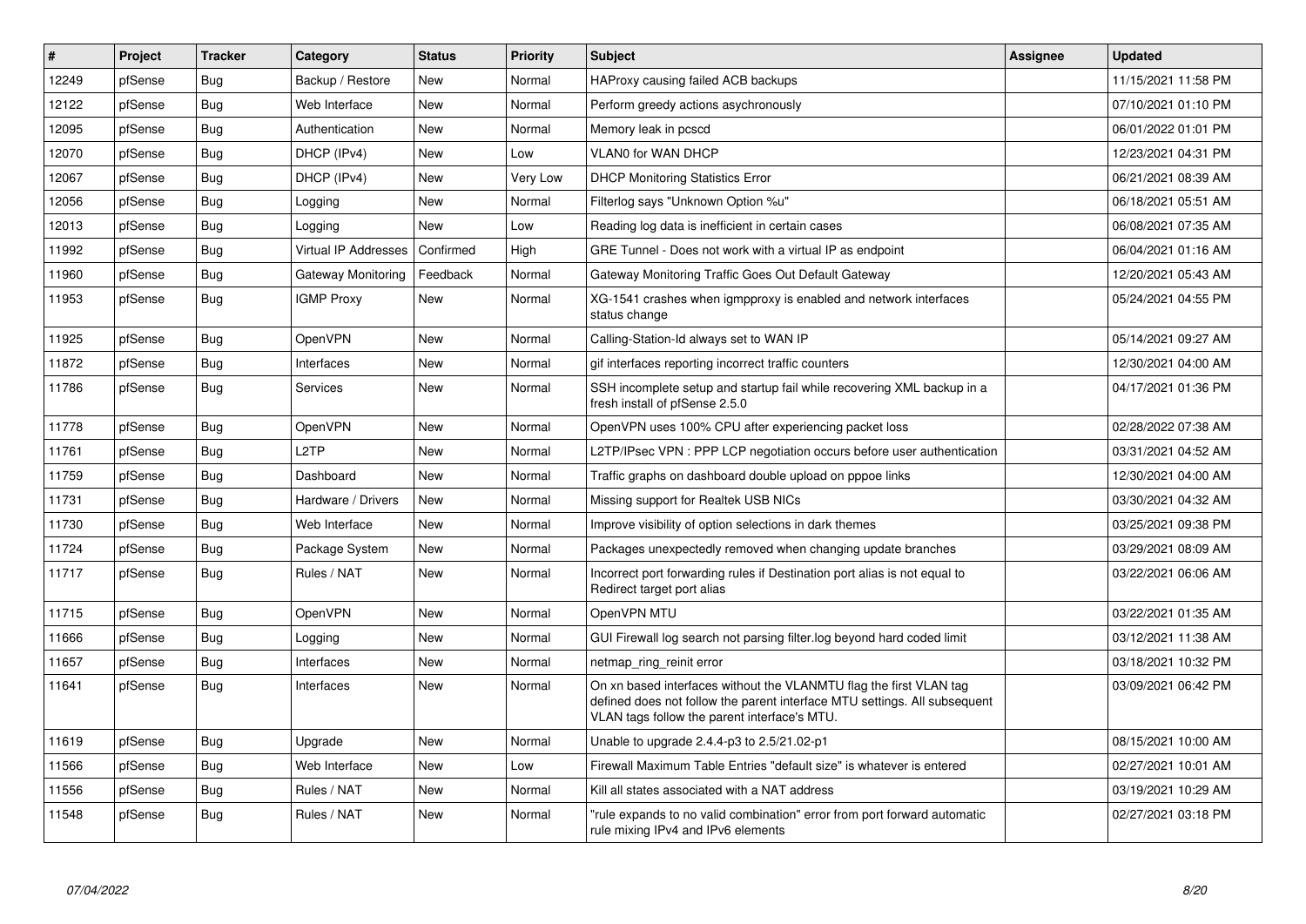| # | Project | Tracker | Category | Status | Priority | Subject | Assignee | Updated |
|---|---|---|---|---|---|---|---|---|
| 12249 | pfSense | Bug | Backup / Restore | New | Normal | HAProxy causing failed ACB backups | | 11/15/2021 11:58 PM |
| 12122 | pfSense | Bug | Web Interface | New | Normal | Perform greedy actions asychronously | | 07/10/2021 01:10 PM |
| 12095 | pfSense | Bug | Authentication | New | Normal | Memory leak in pcscd | | 06/01/2022 01:01 PM |
| 12070 | pfSense | Bug | DHCP (IPv4) | New | Low | VLAN0 for WAN DHCP | | 12/23/2021 04:31 PM |
| 12067 | pfSense | Bug | DHCP (IPv4) | New | Very Low | DHCP Monitoring Statistics Error | | 06/21/2021 08:39 AM |
| 12056 | pfSense | Bug | Logging | New | Normal | Filterlog says "Unknown Option %u" | | 06/18/2021 05:51 AM |
| 12013 | pfSense | Bug | Logging | New | Low | Reading log data is inefficient in certain cases | | 06/08/2021 07:35 AM |
| 11992 | pfSense | Bug | Virtual IP Addresses | Confirmed | High | GRE Tunnel - Does not work with a virtual IP as endpoint | | 06/04/2021 01:16 AM |
| 11960 | pfSense | Bug | Gateway Monitoring | Feedback | Normal | Gateway Monitoring Traffic Goes Out Default Gateway | | 12/20/2021 05:43 AM |
| 11953 | pfSense | Bug | IGMP Proxy | New | Normal | XG-1541 crashes when igmpproxy is enabled and network interfaces status change | | 05/24/2021 04:55 PM |
| 11925 | pfSense | Bug | OpenVPN | New | Normal | Calling-Station-Id always set to WAN IP | | 05/14/2021 09:27 AM |
| 11872 | pfSense | Bug | Interfaces | New | Normal | gif interfaces reporting incorrect traffic counters | | 12/30/2021 04:00 AM |
| 11786 | pfSense | Bug | Services | New | Normal | SSH incomplete setup and startup fail while recovering XML backup in a fresh install of pfSense 2.5.0 | | 04/17/2021 01:36 PM |
| 11778 | pfSense | Bug | OpenVPN | New | Normal | OpenVPN uses 100% CPU after experiencing packet loss | | 02/28/2022 07:38 AM |
| 11761 | pfSense | Bug | L2TP | New | Normal | L2TP/IPsec VPN : PPP LCP negotiation occurs before user authentication | | 03/31/2021 04:52 AM |
| 11759 | pfSense | Bug | Dashboard | New | Normal | Traffic graphs on dashboard double upload on pppoe links | | 12/30/2021 04:00 AM |
| 11731 | pfSense | Bug | Hardware / Drivers | New | Normal | Missing support for Realtek USB NICs | | 03/30/2021 04:32 AM |
| 11730 | pfSense | Bug | Web Interface | New | Normal | Improve visibility of option selections in dark themes | | 03/25/2021 09:38 PM |
| 11724 | pfSense | Bug | Package System | New | Normal | Packages unexpectedly removed when changing update branches | | 03/29/2021 08:09 AM |
| 11717 | pfSense | Bug | Rules / NAT | New | Normal | Incorrect port forwarding rules if Destination port alias is not equal to Redirect target port alias | | 03/22/2021 06:06 AM |
| 11715 | pfSense | Bug | OpenVPN | New | Normal | OpenVPN MTU | | 03/22/2021 01:35 AM |
| 11666 | pfSense | Bug | Logging | New | Normal | GUI Firewall log search not parsing filter.log beyond hard coded limit | | 03/12/2021 11:38 AM |
| 11657 | pfSense | Bug | Interfaces | New | Normal | netmap_ring_reinit error | | 03/18/2021 10:32 PM |
| 11641 | pfSense | Bug | Interfaces | New | Normal | On xn based interfaces without the VLANMTU flag the first VLAN tag defined does not follow the parent interface MTU settings. All subsequent VLAN tags follow the parent interface's MTU. | | 03/09/2021 06:42 PM |
| 11619 | pfSense | Bug | Upgrade | New | Normal | Unable to upgrade 2.4.4-p3 to 2.5/21.02-p1 | | 08/15/2021 10:00 AM |
| 11566 | pfSense | Bug | Web Interface | New | Low | Firewall Maximum Table Entries "default size" is whatever is entered | | 02/27/2021 10:01 AM |
| 11556 | pfSense | Bug | Rules / NAT | New | Normal | Kill all states associated with a NAT address | | 03/19/2021 10:29 AM |
| 11548 | pfSense | Bug | Rules / NAT | New | Normal | "rule expands to no valid combination" error from port forward automatic rule mixing IPv4 and IPv6 elements | | 02/27/2021 03:18 PM |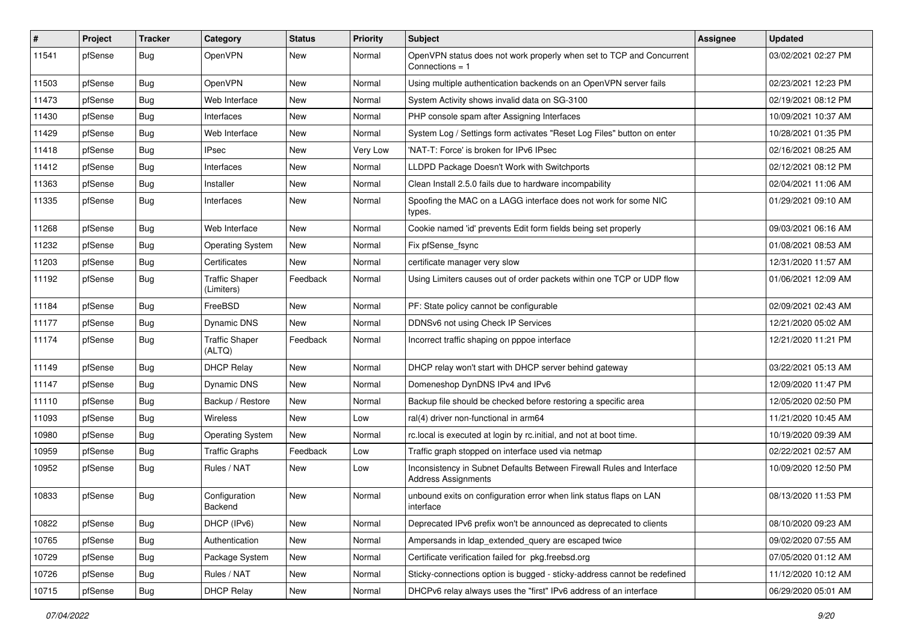| # | Project | Tracker | Category | Status | Priority | Subject | Assignee | Updated |
|---|---|---|---|---|---|---|---|---|
| 11541 | pfSense | Bug | OpenVPN | New | Normal | OpenVPN status does not work properly when set to TCP and Concurrent Connections = 1 | | 03/02/2021 02:27 PM |
| 11503 | pfSense | Bug | OpenVPN | New | Normal | Using multiple authentication backends on an OpenVPN server fails | | 02/23/2021 12:23 PM |
| 11473 | pfSense | Bug | Web Interface | New | Normal | System Activity shows invalid data on SG-3100 | | 02/19/2021 08:12 PM |
| 11430 | pfSense | Bug | Interfaces | New | Normal | PHP console spam after Assigning Interfaces | | 10/09/2021 10:37 AM |
| 11429 | pfSense | Bug | Web Interface | New | Normal | System Log / Settings form activates "Reset Log Files" button on enter | | 10/28/2021 01:35 PM |
| 11418 | pfSense | Bug | IPsec | New | Very Low | 'NAT-T: Force' is broken for IPv6 IPsec | | 02/16/2021 08:25 AM |
| 11412 | pfSense | Bug | Interfaces | New | Normal | LLDPD Package Doesn't Work with Switchports | | 02/12/2021 08:12 PM |
| 11363 | pfSense | Bug | Installer | New | Normal | Clean Install 2.5.0 fails due to hardware incompability | | 02/04/2021 11:06 AM |
| 11335 | pfSense | Bug | Interfaces | New | Normal | Spoofing the MAC on a LAGG interface does not work for some NIC types. | | 01/29/2021 09:10 AM |
| 11268 | pfSense | Bug | Web Interface | New | Normal | Cookie named 'id' prevents Edit form fields being set properly | | 09/03/2021 06:16 AM |
| 11232 | pfSense | Bug | Operating System | New | Normal | Fix pfSense_fsync | | 01/08/2021 08:53 AM |
| 11203 | pfSense | Bug | Certificates | New | Normal | certificate manager very slow | | 12/31/2020 11:57 AM |
| 11192 | pfSense | Bug | Traffic Shaper (Limiters) | Feedback | Normal | Using Limiters causes out of order packets within one TCP or UDP flow | | 01/06/2021 12:09 AM |
| 11184 | pfSense | Bug | FreeBSD | New | Normal | PF: State policy cannot be configurable | | 02/09/2021 02:43 AM |
| 11177 | pfSense | Bug | Dynamic DNS | New | Normal | DDNSv6 not using Check IP Services | | 12/21/2020 05:02 AM |
| 11174 | pfSense | Bug | Traffic Shaper (ALTQ) | Feedback | Normal | Incorrect traffic shaping on pppoe interface | | 12/21/2020 11:21 PM |
| 11149 | pfSense | Bug | DHCP Relay | New | Normal | DHCP relay won't start with DHCP server behind gateway | | 03/22/2021 05:13 AM |
| 11147 | pfSense | Bug | Dynamic DNS | New | Normal | Domeneshop DynDNS IPv4 and IPv6 | | 12/09/2020 11:47 PM |
| 11110 | pfSense | Bug | Backup / Restore | New | Normal | Backup file should be checked before restoring a specific area | | 12/05/2020 02:50 PM |
| 11093 | pfSense | Bug | Wireless | New | Low | ral(4) driver non-functional in arm64 | | 11/21/2020 10:45 AM |
| 10980 | pfSense | Bug | Operating System | New | Normal | rc.local is executed at login by rc.initial, and not at boot time. | | 10/19/2020 09:39 AM |
| 10959 | pfSense | Bug | Traffic Graphs | Feedback | Low | Traffic graph stopped on interface used via netmap | | 02/22/2021 02:57 AM |
| 10952 | pfSense | Bug | Rules / NAT | New | Low | Inconsistency in Subnet Defaults Between Firewall Rules and Interface Address Assignments | | 10/09/2020 12:50 PM |
| 10833 | pfSense | Bug | Configuration Backend | New | Normal | unbound exits on configuration error when link status flaps on LAN interface | | 08/13/2020 11:53 PM |
| 10822 | pfSense | Bug | DHCP (IPv6) | New | Normal | Deprecated IPv6 prefix won't be announced as deprecated to clients | | 08/10/2020 09:23 AM |
| 10765 | pfSense | Bug | Authentication | New | Normal | Ampersands in ldap_extended_query are escaped twice | | 09/02/2020 07:55 AM |
| 10729 | pfSense | Bug | Package System | New | Normal | Certificate verification failed for pkg.freebsd.org | | 07/05/2020 01:12 AM |
| 10726 | pfSense | Bug | Rules / NAT | New | Normal | Sticky-connections option is bugged - sticky-address cannot be redefined | | 11/12/2020 10:12 AM |
| 10715 | pfSense | Bug | DHCP Relay | New | Normal | DHCPv6 relay always uses the "first" IPv6 address of an interface | | 06/29/2020 05:01 AM |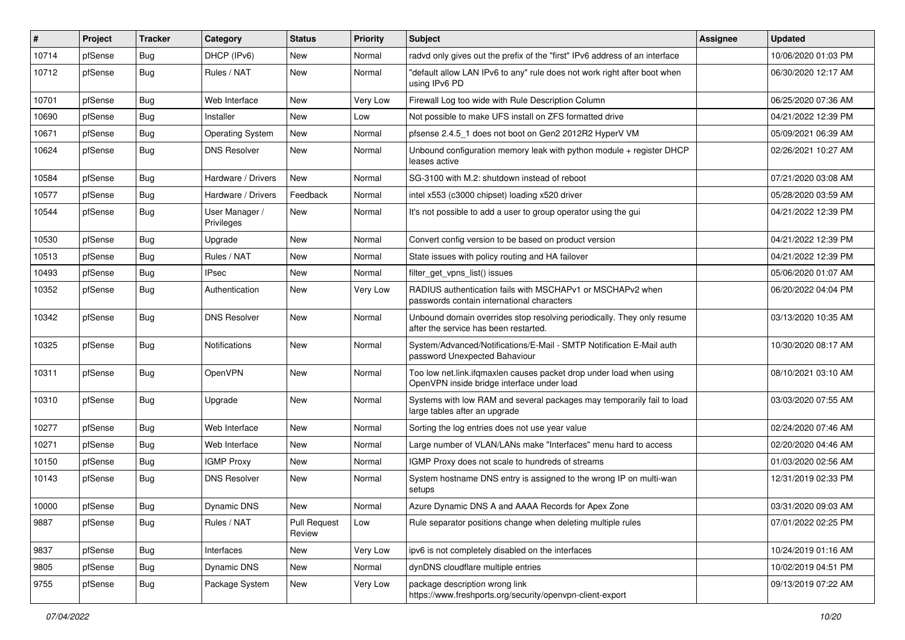| # | Project | Tracker | Category | Status | Priority | Subject | Assignee | Updated |
|---|---|---|---|---|---|---|---|---|
| 10714 | pfSense | Bug | DHCP (IPv6) | New | Normal | radvd only gives out the prefix of the "first" IPv6 address of an interface | | 10/06/2020 01:03 PM |
| 10712 | pfSense | Bug | Rules / NAT | New | Normal | "default allow LAN IPv6 to any" rule does not work right after boot when using IPv6 PD | | 06/30/2020 12:17 AM |
| 10701 | pfSense | Bug | Web Interface | New | Very Low | Firewall Log too wide with Rule Description Column | | 06/25/2020 07:36 AM |
| 10690 | pfSense | Bug | Installer | New | Low | Not possible to make UFS install on ZFS formatted drive | | 04/21/2022 12:39 PM |
| 10671 | pfSense | Bug | Operating System | New | Normal | pfsense 2.4.5_1 does not boot on Gen2 2012R2 HyperV VM | | 05/09/2021 06:39 AM |
| 10624 | pfSense | Bug | DNS Resolver | New | Normal | Unbound configuration memory leak with python module + register DHCP leases active | | 02/26/2021 10:27 AM |
| 10584 | pfSense | Bug | Hardware / Drivers | New | Normal | SG-3100 with M.2: shutdown instead of reboot | | 07/21/2020 03:08 AM |
| 10577 | pfSense | Bug | Hardware / Drivers | Feedback | Normal | intel x553 (c3000 chipset) loading x520 driver | | 05/28/2020 03:59 AM |
| 10544 | pfSense | Bug | User Manager / Privileges | New | Normal | It's not possible to add a user to group operator using the gui | | 04/21/2022 12:39 PM |
| 10530 | pfSense | Bug | Upgrade | New | Normal | Convert config version to be based on product version | | 04/21/2022 12:39 PM |
| 10513 | pfSense | Bug | Rules / NAT | New | Normal | State issues with policy routing and HA failover | | 04/21/2022 12:39 PM |
| 10493 | pfSense | Bug | IPsec | New | Normal | filter_get_vpns_list() issues | | 05/06/2020 01:07 AM |
| 10352 | pfSense | Bug | Authentication | New | Very Low | RADIUS authentication fails with MSCHAPv1 or MSCHAPv2 when passwords contain international characters | | 06/20/2022 04:04 PM |
| 10342 | pfSense | Bug | DNS Resolver | New | Normal | Unbound domain overrides stop resolving periodically. They only resume after the service has been restarted. | | 03/13/2020 10:35 AM |
| 10325 | pfSense | Bug | Notifications | New | Normal | System/Advanced/Notifications/E-Mail - SMTP Notification E-Mail auth password Unexpected Bahaviour | | 10/30/2020 08:17 AM |
| 10311 | pfSense | Bug | OpenVPN | New | Normal | Too low net.link.ifqmaxlen causes packet drop under load when using OpenVPN inside bridge interface under load | | 08/10/2021 03:10 AM |
| 10310 | pfSense | Bug | Upgrade | New | Normal | Systems with low RAM and several packages may temporarily fail to load large tables after an upgrade | | 03/03/2020 07:55 AM |
| 10277 | pfSense | Bug | Web Interface | New | Normal | Sorting the log entries does not use year value | | 02/24/2020 07:46 AM |
| 10271 | pfSense | Bug | Web Interface | New | Normal | Large number of VLAN/LANs make "Interfaces" menu hard to access | | 02/20/2020 04:46 AM |
| 10150 | pfSense | Bug | IGMP Proxy | New | Normal | IGMP Proxy does not scale to hundreds of streams | | 01/03/2020 02:56 AM |
| 10143 | pfSense | Bug | DNS Resolver | New | Normal | System hostname DNS entry is assigned to the wrong IP on multi-wan setups | | 12/31/2019 02:33 PM |
| 10000 | pfSense | Bug | Dynamic DNS | New | Normal | Azure Dynamic DNS A and AAAA Records for Apex Zone | | 03/31/2020 09:03 AM |
| 9887 | pfSense | Bug | Rules / NAT | Pull Request Review | Low | Rule separator positions change when deleting multiple rules | | 07/01/2022 02:25 PM |
| 9837 | pfSense | Bug | Interfaces | New | Very Low | ipv6 is not completely disabled on the interfaces | | 10/24/2019 01:16 AM |
| 9805 | pfSense | Bug | Dynamic DNS | New | Normal | dynDNS cloudflare multiple entries | | 10/02/2019 04:51 PM |
| 9755 | pfSense | Bug | Package System | New | Very Low | package description wrong link https://www.freshports.org/security/openvpn-client-export | | 09/13/2019 07:22 AM |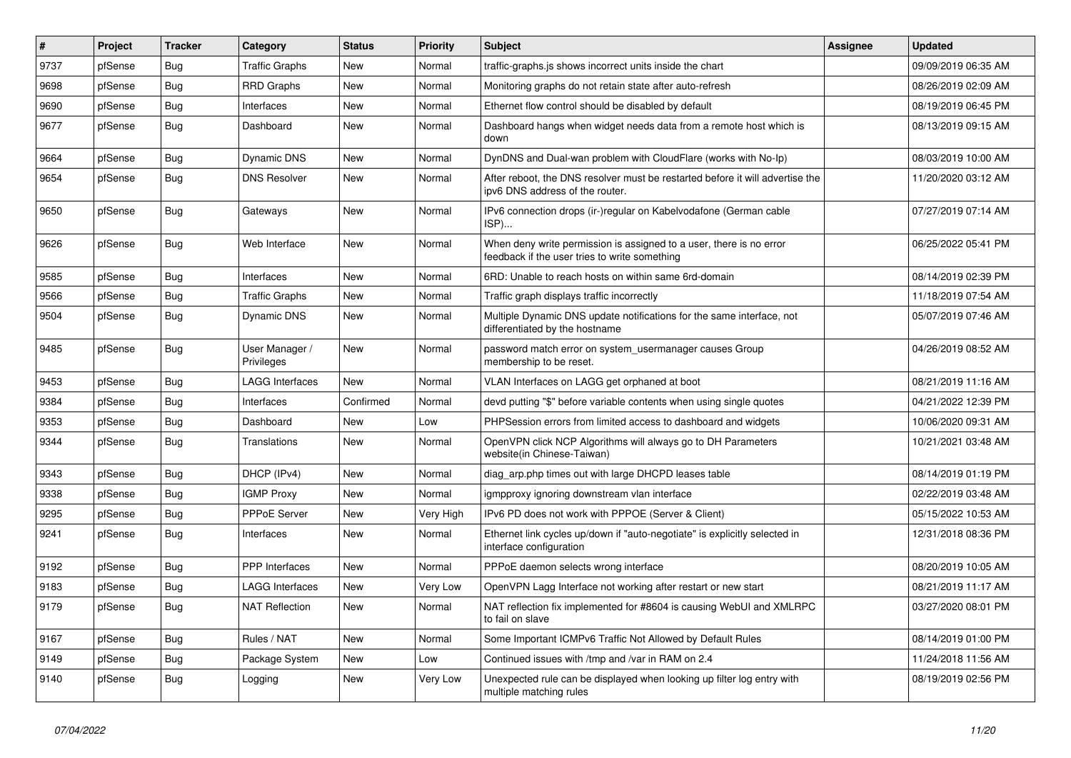| # | Project | Tracker | Category | Status | Priority | Subject | Assignee | Updated |
|---|---|---|---|---|---|---|---|---|
| 9737 | pfSense | Bug | Traffic Graphs | New | Normal | traffic-graphs.js shows incorrect units inside the chart | | 09/09/2019 06:35 AM |
| 9698 | pfSense | Bug | RRD Graphs | New | Normal | Monitoring graphs do not retain state after auto-refresh | | 08/26/2019 02:09 AM |
| 9690 | pfSense | Bug | Interfaces | New | Normal | Ethernet flow control should be disabled by default | | 08/19/2019 06:45 PM |
| 9677 | pfSense | Bug | Dashboard | New | Normal | Dashboard hangs when widget needs data from a remote host which is down | | 08/13/2019 09:15 AM |
| 9664 | pfSense | Bug | Dynamic DNS | New | Normal | DynDNS and Dual-wan problem with CloudFlare (works with No-Ip) | | 08/03/2019 10:00 AM |
| 9654 | pfSense | Bug | DNS Resolver | New | Normal | After reboot, the DNS resolver must be restarted before it will advertise the ipv6 DNS address of the router. | | 11/20/2020 03:12 AM |
| 9650 | pfSense | Bug | Gateways | New | Normal | IPv6 connection drops (ir-)regular on Kabelvodafone (German cable ISP)... | | 07/27/2019 07:14 AM |
| 9626 | pfSense | Bug | Web Interface | New | Normal | When deny write permission is assigned to a user, there is no error feedback if the user tries to write something | | 06/25/2022 05:41 PM |
| 9585 | pfSense | Bug | Interfaces | New | Normal | 6RD: Unable to reach hosts on within same 6rd-domain | | 08/14/2019 02:39 PM |
| 9566 | pfSense | Bug | Traffic Graphs | New | Normal | Traffic graph displays traffic incorrectly | | 11/18/2019 07:54 AM |
| 9504 | pfSense | Bug | Dynamic DNS | New | Normal | Multiple Dynamic DNS update notifications for the same interface, not differentiated by the hostname | | 05/07/2019 07:46 AM |
| 9485 | pfSense | Bug | User Manager / Privileges | New | Normal | password match error on system_usermanager causes Group membership to be reset. | | 04/26/2019 08:52 AM |
| 9453 | pfSense | Bug | LAGG Interfaces | New | Normal | VLAN Interfaces on LAGG get orphaned at boot | | 08/21/2019 11:16 AM |
| 9384 | pfSense | Bug | Interfaces | Confirmed | Normal | devd putting "$" before variable contents when using single quotes | | 04/21/2022 12:39 PM |
| 9353 | pfSense | Bug | Dashboard | New | Low | PHPSession errors from limited access to dashboard and widgets | | 10/06/2020 09:31 AM |
| 9344 | pfSense | Bug | Translations | New | Normal | OpenVPN click NCP Algorithms will always go to DH Parameters website(in Chinese-Taiwan) | | 10/21/2021 03:48 AM |
| 9343 | pfSense | Bug | DHCP (IPv4) | New | Normal | diag_arp.php times out with large DHCPD leases table | | 08/14/2019 01:19 PM |
| 9338 | pfSense | Bug | IGMP Proxy | New | Normal | igmpproxy ignoring downstream vlan interface | | 02/22/2019 03:48 AM |
| 9295 | pfSense | Bug | PPPoE Server | New | Very High | IPv6 PD does not work with PPPOE (Server & Client) | | 05/15/2022 10:53 AM |
| 9241 | pfSense | Bug | Interfaces | New | Normal | Ethernet link cycles up/down if "auto-negotiate" is explicitly selected in interface configuration | | 12/31/2018 08:36 PM |
| 9192 | pfSense | Bug | PPP Interfaces | New | Normal | PPPoE daemon selects wrong interface | | 08/20/2019 10:05 AM |
| 9183 | pfSense | Bug | LAGG Interfaces | New | Very Low | OpenVPN Lagg Interface not working after restart or new start | | 08/21/2019 11:17 AM |
| 9179 | pfSense | Bug | NAT Reflection | New | Normal | NAT reflection fix implemented for #8604 is causing WebUI and XMLRPC to fail on slave | | 03/27/2020 08:01 PM |
| 9167 | pfSense | Bug | Rules / NAT | New | Normal | Some Important ICMPv6 Traffic Not Allowed by Default Rules | | 08/14/2019 01:00 PM |
| 9149 | pfSense | Bug | Package System | New | Low | Continued issues with /tmp and /var in RAM on 2.4 | | 11/24/2018 11:56 AM |
| 9140 | pfSense | Bug | Logging | New | Very Low | Unexpected rule can be displayed when looking up filter log entry with multiple matching rules | | 08/19/2019 02:56 PM |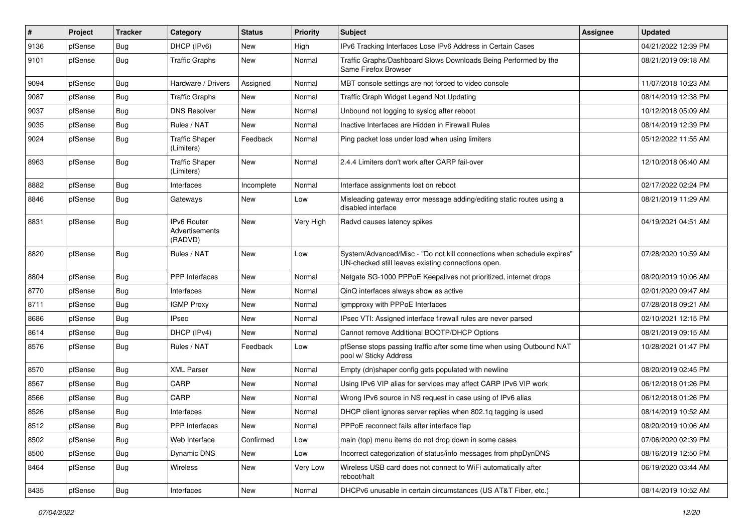| # | Project | Tracker | Category | Status | Priority | Subject | Assignee | Updated |
|---|---|---|---|---|---|---|---|---|
| 9136 | pfSense | Bug | DHCP (IPv6) | New | High | IPv6 Tracking Interfaces Lose IPv6 Address in Certain Cases | | 04/21/2022 12:39 PM |
| 9101 | pfSense | Bug | Traffic Graphs | New | Normal | Traffic Graphs/Dashboard Slows Downloads Being Performed by the Same Firefox Browser | | 08/21/2019 09:18 AM |
| 9094 | pfSense | Bug | Hardware / Drivers | Assigned | Normal | MBT console settings are not forced to video console | | 11/07/2018 10:23 AM |
| 9087 | pfSense | Bug | Traffic Graphs | New | Normal | Traffic Graph Widget Legend Not Updating | | 08/14/2019 12:38 PM |
| 9037 | pfSense | Bug | DNS Resolver | New | Normal | Unbound not logging to syslog after reboot | | 10/12/2018 05:09 AM |
| 9035 | pfSense | Bug | Rules / NAT | New | Normal | Inactive Interfaces are Hidden in Firewall Rules | | 08/14/2019 12:39 PM |
| 9024 | pfSense | Bug | Traffic Shaper (Limiters) | Feedback | Normal | Ping packet loss under load when using limiters | | 05/12/2022 11:55 AM |
| 8963 | pfSense | Bug | Traffic Shaper (Limiters) | New | Normal | 2.4.4 Limiters don't work after CARP fail-over | | 12/10/2018 06:40 AM |
| 8882 | pfSense | Bug | Interfaces | Incomplete | Normal | Interface assignments lost on reboot | | 02/17/2022 02:24 PM |
| 8846 | pfSense | Bug | Gateways | New | Low | Misleading gateway error message adding/editing static routes using a disabled interface | | 08/21/2019 11:29 AM |
| 8831 | pfSense | Bug | IPv6 Router Advertisements (RADVD) | New | Very High | Radvd causes latency spikes | | 04/19/2021 04:51 AM |
| 8820 | pfSense | Bug | Rules / NAT | New | Low | System/Advanced/Misc - "Do not kill connections when schedule expires" UN-checked still leaves existing connections open. | | 07/28/2020 10:59 AM |
| 8804 | pfSense | Bug | PPP Interfaces | New | Normal | Netgate SG-1000 PPPoE Keepalives not prioritized, internet drops | | 08/20/2019 10:06 AM |
| 8770 | pfSense | Bug | Interfaces | New | Normal | QinQ interfaces always show as active | | 02/01/2020 09:47 AM |
| 8711 | pfSense | Bug | IGMP Proxy | New | Normal | igmpproxy with PPPoE Interfaces | | 07/28/2018 09:21 AM |
| 8686 | pfSense | Bug | IPsec | New | Normal | IPsec VTI: Assigned interface firewall rules are never parsed | | 02/10/2021 12:15 PM |
| 8614 | pfSense | Bug | DHCP (IPv4) | New | Normal | Cannot remove Additional BOOTP/DHCP Options | | 08/21/2019 09:15 AM |
| 8576 | pfSense | Bug | Rules / NAT | Feedback | Low | pfSense stops passing traffic after some time when using Outbound NAT pool w/ Sticky Address | | 10/28/2021 01:47 PM |
| 8570 | pfSense | Bug | XML Parser | New | Normal | Empty (dn)shaper config gets populated with newline | | 08/20/2019 02:45 PM |
| 8567 | pfSense | Bug | CARP | New | Normal | Using IPv6 VIP alias for services may affect CARP IPv6 VIP work | | 06/12/2018 01:26 PM |
| 8566 | pfSense | Bug | CARP | New | Normal | Wrong IPv6 source in NS request in case using of IPv6 alias | | 06/12/2018 01:26 PM |
| 8526 | pfSense | Bug | Interfaces | New | Normal | DHCP client ignores server replies when 802.1q tagging is used | | 08/14/2019 10:52 AM |
| 8512 | pfSense | Bug | PPP Interfaces | New | Normal | PPPoE reconnect fails after interface flap | | 08/20/2019 10:06 AM |
| 8502 | pfSense | Bug | Web Interface | Confirmed | Low | main (top) menu items do not drop down in some cases | | 07/06/2020 02:39 PM |
| 8500 | pfSense | Bug | Dynamic DNS | New | Low | Incorrect categorization of status/info messages from phpDynDNS | | 08/16/2019 12:50 PM |
| 8464 | pfSense | Bug | Wireless | New | Very Low | Wireless USB card does not connect to WiFi automatically after reboot/halt | | 06/19/2020 03:44 AM |
| 8435 | pfSense | Bug | Interfaces | New | Normal | DHCPv6 unusable in certain circumstances (US AT&T Fiber, etc.) | | 08/14/2019 10:52 AM |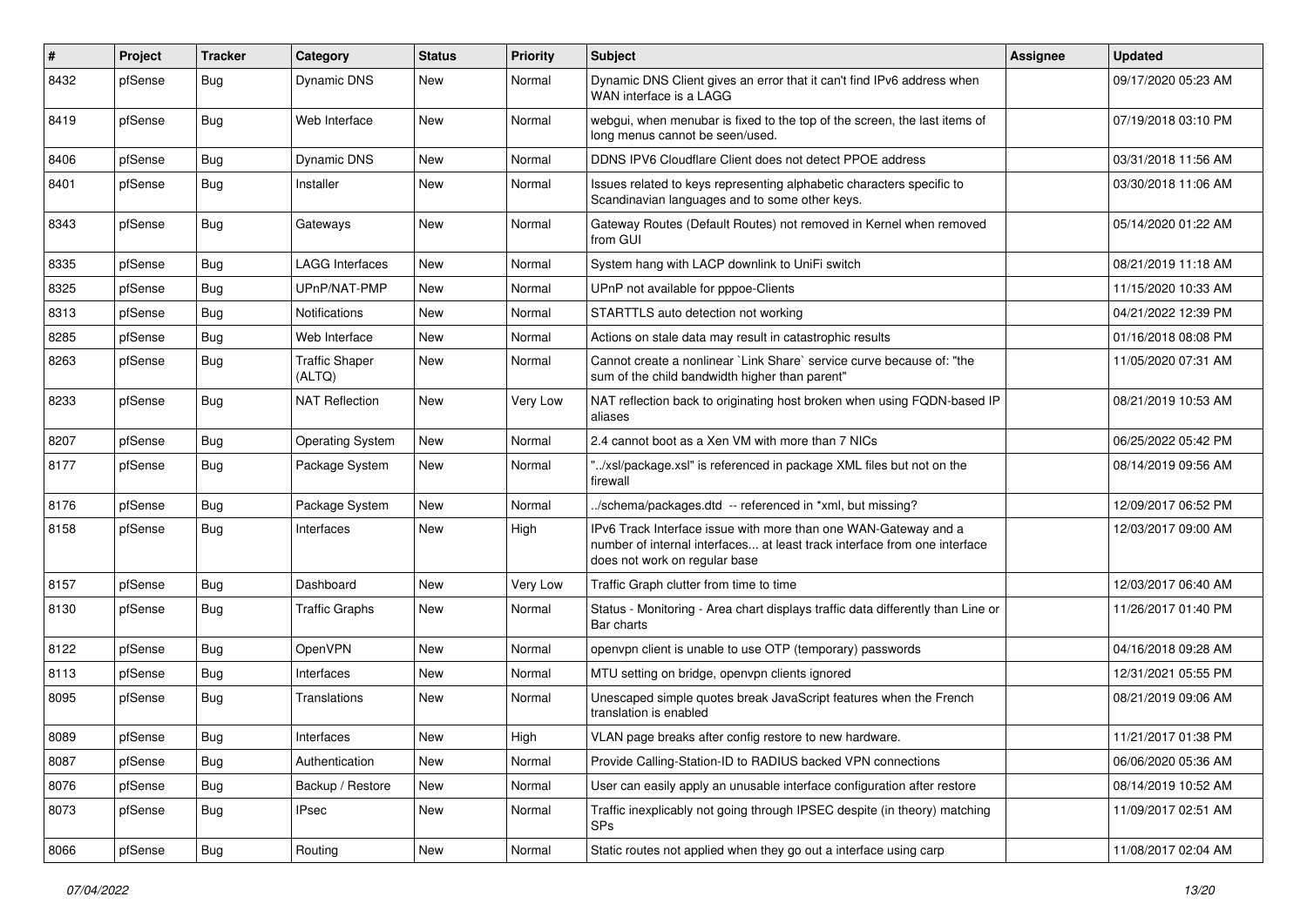| # | Project | Tracker | Category | Status | Priority | Subject | Assignee | Updated |
| --- | --- | --- | --- | --- | --- | --- | --- | --- |
| 8432 | pfSense | Bug | Dynamic DNS | New | Normal | Dynamic DNS Client gives an error that it can't find IPv6 address when WAN interface is a LAGG | | 09/17/2020 05:23 AM |
| 8419 | pfSense | Bug | Web Interface | New | Normal | webgui, when menubar is fixed to the top of the screen, the last items of long menus cannot be seen/used. | | 07/19/2018 03:10 PM |
| 8406 | pfSense | Bug | Dynamic DNS | New | Normal | DDNS IPV6 Cloudflare Client does not detect PPOE address | | 03/31/2018 11:56 AM |
| 8401 | pfSense | Bug | Installer | New | Normal | Issues related to keys representing alphabetic characters specific to Scandinavian languages and to some other keys. | | 03/30/2018 11:06 AM |
| 8343 | pfSense | Bug | Gateways | New | Normal | Gateway Routes (Default Routes) not removed in Kernel when removed from GUI | | 05/14/2020 01:22 AM |
| 8335 | pfSense | Bug | LAGG Interfaces | New | Normal | System hang with LACP downlink to UniFi switch | | 08/21/2019 11:18 AM |
| 8325 | pfSense | Bug | UPnP/NAT-PMP | New | Normal | UPnP not available for pppoe-Clients | | 11/15/2020 10:33 AM |
| 8313 | pfSense | Bug | Notifications | New | Normal | STARTTLS auto detection not working | | 04/21/2022 12:39 PM |
| 8285 | pfSense | Bug | Web Interface | New | Normal | Actions on stale data may result in catastrophic results | | 01/16/2018 08:08 PM |
| 8263 | pfSense | Bug | Traffic Shaper (ALTQ) | New | Normal | Cannot create a nonlinear `Link Share` service curve because of: "the sum of the child bandwidth higher than parent" | | 11/05/2020 07:31 AM |
| 8233 | pfSense | Bug | NAT Reflection | New | Very Low | NAT reflection back to originating host broken when using FQDN-based IP aliases | | 08/21/2019 10:53 AM |
| 8207 | pfSense | Bug | Operating System | New | Normal | 2.4 cannot boot as a Xen VM with more than 7 NICs | | 06/25/2022 05:42 PM |
| 8177 | pfSense | Bug | Package System | New | Normal | "../xsl/package.xsl" is referenced in package XML files but not on the firewall | | 08/14/2019 09:56 AM |
| 8176 | pfSense | Bug | Package System | New | Normal | ../schema/packages.dtd -- referenced in *xml, but missing? | | 12/09/2017 06:52 PM |
| 8158 | pfSense | Bug | Interfaces | New | High | IPv6 Track Interface issue with more than one WAN-Gateway and a number of internal interfaces... at least track interface from one interface does not work on regular base | | 12/03/2017 09:00 AM |
| 8157 | pfSense | Bug | Dashboard | New | Very Low | Traffic Graph clutter from time to time | | 12/03/2017 06:40 AM |
| 8130 | pfSense | Bug | Traffic Graphs | New | Normal | Status - Monitoring - Area chart displays traffic data differently than Line or Bar charts | | 11/26/2017 01:40 PM |
| 8122 | pfSense | Bug | OpenVPN | New | Normal | openvpn client is unable to use OTP (temporary) passwords | | 04/16/2018 09:28 AM |
| 8113 | pfSense | Bug | Interfaces | New | Normal | MTU setting on bridge, openvpn clients ignored | | 12/31/2021 05:55 PM |
| 8095 | pfSense | Bug | Translations | New | Normal | Unescaped simple quotes break JavaScript features when the French translation is enabled | | 08/21/2019 09:06 AM |
| 8089 | pfSense | Bug | Interfaces | New | High | VLAN page breaks after config restore to new hardware. | | 11/21/2017 01:38 PM |
| 8087 | pfSense | Bug | Authentication | New | Normal | Provide Calling-Station-ID to RADIUS backed VPN connections | | 06/06/2020 05:36 AM |
| 8076 | pfSense | Bug | Backup / Restore | New | Normal | User can easily apply an unusable interface configuration after restore | | 08/14/2019 10:52 AM |
| 8073 | pfSense | Bug | IPsec | New | Normal | Traffic inexplicably not going through IPSEC despite (in theory) matching SPs | | 11/09/2017 02:51 AM |
| 8066 | pfSense | Bug | Routing | New | Normal | Static routes not applied when they go out a interface using carp | | 11/08/2017 02:04 AM |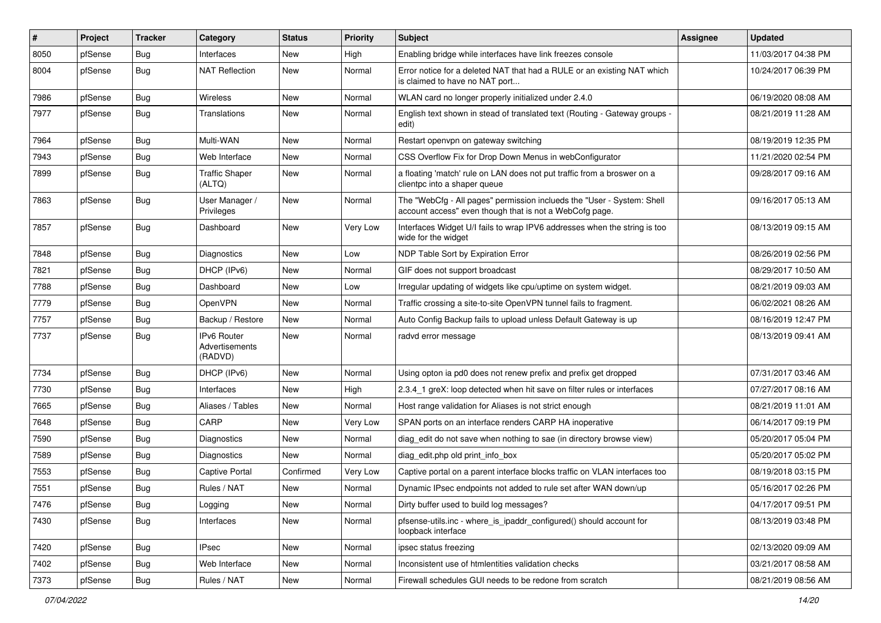| # | Project | Tracker | Category | Status | Priority | Subject | Assignee | Updated |
|---|---|---|---|---|---|---|---|---|
| 8050 | pfSense | Bug | Interfaces | New | High | Enabling bridge while interfaces have link freezes console | | 11/03/2017 04:38 PM |
| 8004 | pfSense | Bug | NAT Reflection | New | Normal | Error notice for a deleted NAT that had a RULE or an existing NAT which is claimed to have no NAT port... | | 10/24/2017 06:39 PM |
| 7986 | pfSense | Bug | Wireless | New | Normal | WLAN card no longer properly initialized under 2.4.0 | | 06/19/2020 08:08 AM |
| 7977 | pfSense | Bug | Translations | New | Normal | English text shown in stead of translated text (Routing - Gateway groups - edit) | | 08/21/2019 11:28 AM |
| 7964 | pfSense | Bug | Multi-WAN | New | Normal | Restart openvpn on gateway switching | | 08/19/2019 12:35 PM |
| 7943 | pfSense | Bug | Web Interface | New | Normal | CSS Overflow Fix for Drop Down Menus in webConfigurator | | 11/21/2020 02:54 PM |
| 7899 | pfSense | Bug | Traffic Shaper (ALTQ) | New | Normal | a floating 'match' rule on LAN does not put traffic from a broswer on a clientpc into a shaper queue | | 09/28/2017 09:16 AM |
| 7863 | pfSense | Bug | User Manager / Privileges | New | Normal | The "WebCfg - All pages" permission inclueds the "User - System: Shell account access" even though that is not a WebCofg page. | | 09/16/2017 05:13 AM |
| 7857 | pfSense | Bug | Dashboard | New | Very Low | Interfaces Widget U/I fails to wrap IPV6 addresses when the string is too wide for the widget | | 08/13/2019 09:15 AM |
| 7848 | pfSense | Bug | Diagnostics | New | Low | NDP Table Sort by Expiration Error | | 08/26/2019 02:56 PM |
| 7821 | pfSense | Bug | DHCP (IPv6) | New | Normal | GIF does not support broadcast | | 08/29/2017 10:50 AM |
| 7788 | pfSense | Bug | Dashboard | New | Low | Irregular updating of widgets like cpu/uptime on system widget. | | 08/21/2019 09:03 AM |
| 7779 | pfSense | Bug | OpenVPN | New | Normal | Traffic crossing a site-to-site OpenVPN tunnel fails to fragment. | | 06/02/2021 08:26 AM |
| 7757 | pfSense | Bug | Backup / Restore | New | Normal | Auto Config Backup fails to upload unless Default Gateway is up | | 08/16/2019 12:47 PM |
| 7737 | pfSense | Bug | IPv6 Router Advertisements (RADVD) | New | Normal | radvd error message | | 08/13/2019 09:41 AM |
| 7734 | pfSense | Bug | DHCP (IPv6) | New | Normal | Using opton ia pd0 does not renew prefix and prefix get dropped | | 07/31/2017 03:46 AM |
| 7730 | pfSense | Bug | Interfaces | New | High | 2.3.4_1 greX: loop detected when hit save on filter rules or interfaces | | 07/27/2017 08:16 AM |
| 7665 | pfSense | Bug | Aliases / Tables | New | Normal | Host range validation for Aliases is not strict enough | | 08/21/2019 11:01 AM |
| 7648 | pfSense | Bug | CARP | New | Very Low | SPAN ports on an interface renders CARP HA inoperative | | 06/14/2017 09:19 PM |
| 7590 | pfSense | Bug | Diagnostics | New | Normal | diag_edit do not save when nothing to sae (in directory browse view) | | 05/20/2017 05:04 PM |
| 7589 | pfSense | Bug | Diagnostics | New | Normal | diag_edit.php old print_info_box | | 05/20/2017 05:02 PM |
| 7553 | pfSense | Bug | Captive Portal | Confirmed | Very Low | Captive portal on a parent interface blocks traffic on VLAN interfaces too | | 08/19/2018 03:15 PM |
| 7551 | pfSense | Bug | Rules / NAT | New | Normal | Dynamic IPsec endpoints not added to rule set after WAN down/up | | 05/16/2017 02:26 PM |
| 7476 | pfSense | Bug | Logging | New | Normal | Dirty buffer used to build log messages? | | 04/17/2017 09:51 PM |
| 7430 | pfSense | Bug | Interfaces | New | Normal | pfsense-utils.inc - where_is_ipaddr_configured() should account for loopback interface | | 08/13/2019 03:48 PM |
| 7420 | pfSense | Bug | IPsec | New | Normal | ipsec status freezing | | 02/13/2020 09:09 AM |
| 7402 | pfSense | Bug | Web Interface | New | Normal | Inconsistent use of htmlentities validation checks | | 03/21/2017 08:58 AM |
| 7373 | pfSense | Bug | Rules / NAT | New | Normal | Firewall schedules GUI needs to be redone from scratch | | 08/21/2019 08:56 AM |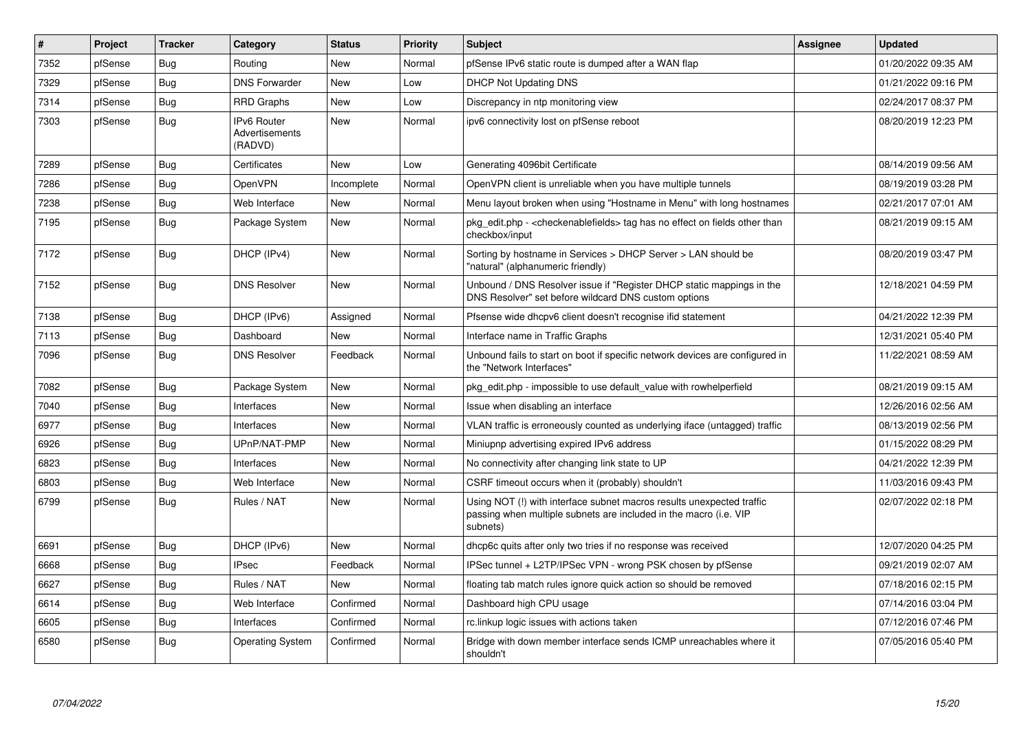| # | Project | Tracker | Category | Status | Priority | Subject | Assignee | Updated |
|---|---|---|---|---|---|---|---|---|
| 7352 | pfSense | Bug | Routing | New | Normal | pfSense IPv6 static route is dumped after a WAN flap | | 01/20/2022 09:35 AM |
| 7329 | pfSense | Bug | DNS Forwarder | New | Low | DHCP Not Updating DNS | | 01/21/2022 09:16 PM |
| 7314 | pfSense | Bug | RRD Graphs | New | Low | Discrepancy in ntp monitoring view | | 02/24/2017 08:37 PM |
| 7303 | pfSense | Bug | IPv6 Router Advertisements (RADVD) | New | Normal | ipv6 connectivity lost on pfSense reboot | | 08/20/2019 12:23 PM |
| 7289 | pfSense | Bug | Certificates | New | Low | Generating 4096bit Certificate | | 08/14/2019 09:56 AM |
| 7286 | pfSense | Bug | OpenVPN | Incomplete | Normal | OpenVPN client is unreliable when you have multiple tunnels | | 08/19/2019 03:28 PM |
| 7238 | pfSense | Bug | Web Interface | New | Normal | Menu layout broken when using "Hostname in Menu" with long hostnames | | 02/21/2017 07:01 AM |
| 7195 | pfSense | Bug | Package System | New | Normal | pkg_edit.php - <checkenablefields> tag has no effect on fields other than checkbox/input | | 08/21/2019 09:15 AM |
| 7172 | pfSense | Bug | DHCP (IPv4) | New | Normal | Sorting by hostname in Services > DHCP Server > LAN should be "natural" (alphanumeric friendly) | | 08/20/2019 03:47 PM |
| 7152 | pfSense | Bug | DNS Resolver | New | Normal | Unbound / DNS Resolver issue if "Register DHCP static mappings in the DNS Resolver" set before wildcard DNS custom options | | 12/18/2021 04:59 PM |
| 7138 | pfSense | Bug | DHCP (IPv6) | Assigned | Normal | Pfsense wide dhcpv6 client doesn't recognise ifid statement | | 04/21/2022 12:39 PM |
| 7113 | pfSense | Bug | Dashboard | New | Normal | Interface name in Traffic Graphs | | 12/31/2021 05:40 PM |
| 7096 | pfSense | Bug | DNS Resolver | Feedback | Normal | Unbound fails to start on boot if specific network devices are configured in the "Network Interfaces" | | 11/22/2021 08:59 AM |
| 7082 | pfSense | Bug | Package System | New | Normal | pkg_edit.php - impossible to use default_value with rowhelperfield | | 08/21/2019 09:15 AM |
| 7040 | pfSense | Bug | Interfaces | New | Normal | Issue when disabling an interface | | 12/26/2016 02:56 AM |
| 6977 | pfSense | Bug | Interfaces | New | Normal | VLAN traffic is erroneously counted as underlying iface (untagged) traffic | | 08/13/2019 02:56 PM |
| 6926 | pfSense | Bug | UPnP/NAT-PMP | New | Normal | Miniupnp advertising expired IPv6 address | | 01/15/2022 08:29 PM |
| 6823 | pfSense | Bug | Interfaces | New | Normal | No connectivity after changing link state to UP | | 04/21/2022 12:39 PM |
| 6803 | pfSense | Bug | Web Interface | New | Normal | CSRF timeout occurs when it (probably) shouldn't | | 11/03/2016 09:43 PM |
| 6799 | pfSense | Bug | Rules / NAT | New | Normal | Using NOT (!) with interface subnet macros results unexpected traffic passing when multiple subnets are included in the macro (i.e. VIP subnets) | | 02/07/2022 02:18 PM |
| 6691 | pfSense | Bug | DHCP (IPv6) | New | Normal | dhcp6c quits after only two tries if no response was received | | 12/07/2020 04:25 PM |
| 6668 | pfSense | Bug | IPsec | Feedback | Normal | IPSec tunnel + L2TP/IPSec VPN - wrong PSK chosen by pfSense | | 09/21/2019 02:07 AM |
| 6627 | pfSense | Bug | Rules / NAT | New | Normal | floating tab match rules ignore quick action so should be removed | | 07/18/2016 02:15 PM |
| 6614 | pfSense | Bug | Web Interface | Confirmed | Normal | Dashboard high CPU usage | | 07/14/2016 03:04 PM |
| 6605 | pfSense | Bug | Interfaces | Confirmed | Normal | rc.linkup logic issues with actions taken | | 07/12/2016 07:46 PM |
| 6580 | pfSense | Bug | Operating System | Confirmed | Normal | Bridge with down member interface sends ICMP unreachables where it shouldn't | | 07/05/2016 05:40 PM |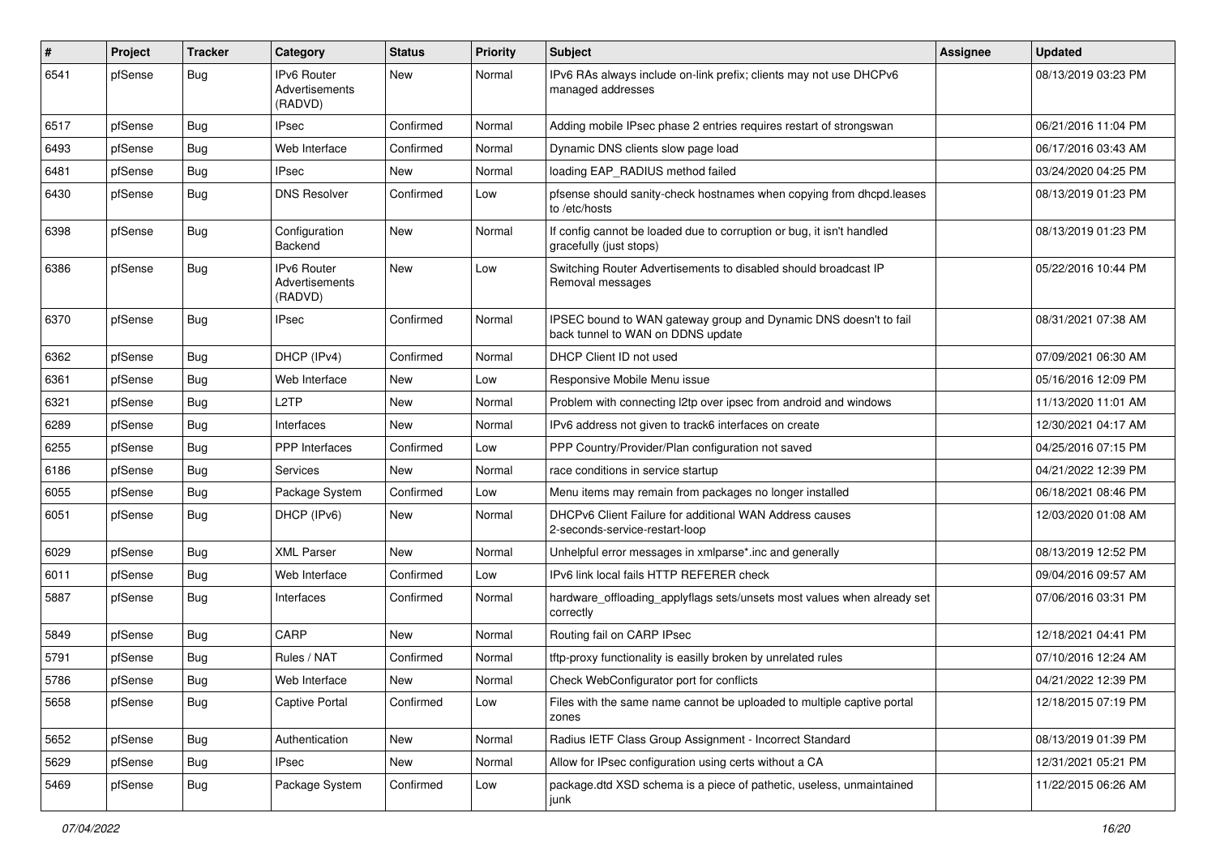| # | Project | Tracker | Category | Status | Priority | Subject | Assignee | Updated |
|---|---|---|---|---|---|---|---|---|
| 6541 | pfSense | Bug | IPv6 Router Advertisements (RADVD) | New | Normal | IPv6 RAs always include on-link prefix; clients may not use DHCPv6 managed addresses | | 08/13/2019 03:23 PM |
| 6517 | pfSense | Bug | IPsec | Confirmed | Normal | Adding mobile IPsec phase 2 entries requires restart of strongswan | | 06/21/2016 11:04 PM |
| 6493 | pfSense | Bug | Web Interface | Confirmed | Normal | Dynamic DNS clients slow page load | | 06/17/2016 03:43 AM |
| 6481 | pfSense | Bug | IPsec | New | Normal | loading EAP_RADIUS method failed | | 03/24/2020 04:25 PM |
| 6430 | pfSense | Bug | DNS Resolver | Confirmed | Low | pfsense should sanity-check hostnames when copying from dhcpd.leases to /etc/hosts | | 08/13/2019 01:23 PM |
| 6398 | pfSense | Bug | Configuration Backend | New | Normal | If config cannot be loaded due to corruption or bug, it isn't handled gracefully (just stops) | | 08/13/2019 01:23 PM |
| 6386 | pfSense | Bug | IPv6 Router Advertisements (RADVD) | New | Low | Switching Router Advertisements to disabled should broadcast IP Removal messages | | 05/22/2016 10:44 PM |
| 6370 | pfSense | Bug | IPsec | Confirmed | Normal | IPSEC bound to WAN gateway group and Dynamic DNS doesn't to fail back tunnel to WAN on DDNS update | | 08/31/2021 07:38 AM |
| 6362 | pfSense | Bug | DHCP (IPv4) | Confirmed | Normal | DHCP Client ID not used | | 07/09/2021 06:30 AM |
| 6361 | pfSense | Bug | Web Interface | New | Low | Responsive Mobile Menu issue | | 05/16/2016 12:09 PM |
| 6321 | pfSense | Bug | L2TP | New | Normal | Problem with connecting l2tp over ipsec from android and windows | | 11/13/2020 11:01 AM |
| 6289 | pfSense | Bug | Interfaces | New | Normal | IPv6 address not given to track6 interfaces on create | | 12/30/2021 04:17 AM |
| 6255 | pfSense | Bug | PPP Interfaces | Confirmed | Low | PPP Country/Provider/Plan configuration not saved | | 04/25/2016 07:15 PM |
| 6186 | pfSense | Bug | Services | New | Normal | race conditions in service startup | | 04/21/2022 12:39 PM |
| 6055 | pfSense | Bug | Package System | Confirmed | Low | Menu items may remain from packages no longer installed | | 06/18/2021 08:46 PM |
| 6051 | pfSense | Bug | DHCP (IPv6) | New | Normal | DHCPv6 Client Failure for additional WAN Address causes 2-seconds-service-restart-loop | | 12/03/2020 01:08 AM |
| 6029 | pfSense | Bug | XML Parser | New | Normal | Unhelpful error messages in xmlparse*.inc and generally | | 08/13/2019 12:52 PM |
| 6011 | pfSense | Bug | Web Interface | Confirmed | Low | IPv6 link local fails HTTP REFERER check | | 09/04/2016 09:57 AM |
| 5887 | pfSense | Bug | Interfaces | Confirmed | Normal | hardware_offloading_applyflags sets/unsets most values when already set correctly | | 07/06/2016 03:31 PM |
| 5849 | pfSense | Bug | CARP | New | Normal | Routing fail on CARP IPsec | | 12/18/2021 04:41 PM |
| 5791 | pfSense | Bug | Rules / NAT | Confirmed | Normal | tftp-proxy functionality is easilly broken by unrelated rules | | 07/10/2016 12:24 AM |
| 5786 | pfSense | Bug | Web Interface | New | Normal | Check WebConfigurator port for conflicts | | 04/21/2022 12:39 PM |
| 5658 | pfSense | Bug | Captive Portal | Confirmed | Low | Files with the same name cannot be uploaded to multiple captive portal zones | | 12/18/2015 07:19 PM |
| 5652 | pfSense | Bug | Authentication | New | Normal | Radius IETF Class Group Assignment - Incorrect Standard | | 08/13/2019 01:39 PM |
| 5629 | pfSense | Bug | IPsec | New | Normal | Allow for IPsec configuration using certs without a CA | | 12/31/2021 05:21 PM |
| 5469 | pfSense | Bug | Package System | Confirmed | Low | package.dtd XSD schema is a piece of pathetic, useless, unmaintained junk | | 11/22/2015 06:26 AM |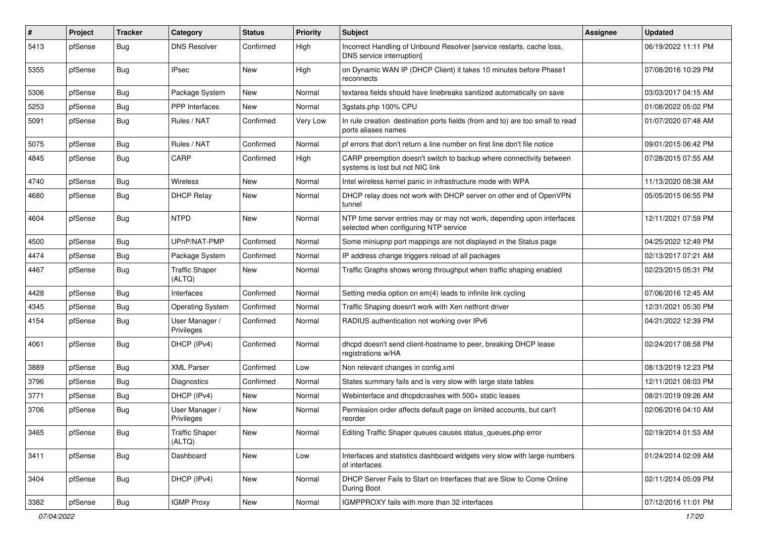| # | Project | Tracker | Category | Status | Priority | Subject | Assignee | Updated |
|---|---|---|---|---|---|---|---|---|
| 5413 | pfSense | Bug | DNS Resolver | Confirmed | High | Incorrect Handling of Unbound Resolver [service restarts, cache loss, DNS service interruption] | | 06/19/2022 11:11 PM |
| 5355 | pfSense | Bug | IPsec | New | High | on Dynamic WAN IP (DHCP Client) it takes 10 minutes before Phase1 reconnects | | 07/08/2016 10:29 PM |
| 5306 | pfSense | Bug | Package System | New | Normal | textarea fields should have linebreaks sanitized automatically on save | | 03/03/2017 04:15 AM |
| 5253 | pfSense | Bug | PPP Interfaces | New | Normal | 3gstats.php 100% CPU | | 01/08/2022 05:02 PM |
| 5091 | pfSense | Bug | Rules / NAT | Confirmed | Very Low | In rule creation destination ports fields (from and to) are too small to read ports aliases names | | 01/07/2020 07:48 AM |
| 5075 | pfSense | Bug | Rules / NAT | Confirmed | Normal | pf errors that don't return a line number on first line don't file notice | | 09/01/2015 06:42 PM |
| 4845 | pfSense | Bug | CARP | Confirmed | High | CARP preemption doesn't switch to backup where connectivity between systems is lost but not NIC link | | 07/28/2015 07:55 AM |
| 4740 | pfSense | Bug | Wireless | New | Normal | Intel wireless kernel panic in infrastructure mode with WPA | | 11/13/2020 08:38 AM |
| 4680 | pfSense | Bug | DHCP Relay | New | Normal | DHCP relay does not work with DHCP server on other end of OpenVPN tunnel | | 05/05/2015 06:55 PM |
| 4604 | pfSense | Bug | NTPD | New | Normal | NTP time server entries may or may not work, depending upon interfaces selected when configuring NTP service | | 12/11/2021 07:59 PM |
| 4500 | pfSense | Bug | UPnP/NAT-PMP | Confirmed | Normal | Some miniupnp port mappings are not displayed in the Status page | | 04/25/2022 12:49 PM |
| 4474 | pfSense | Bug | Package System | Confirmed | Normal | IP address change triggers reload of all packages | | 02/13/2017 07:21 AM |
| 4467 | pfSense | Bug | Traffic Shaper (ALTQ) | New | Normal | Traffic Graphs shows wrong throughput when traffic shaping enabled | | 02/23/2015 05:31 PM |
| 4428 | pfSense | Bug | Interfaces | Confirmed | Normal | Setting media option on em(4) leads to infinite link cycling | | 07/06/2016 12:45 AM |
| 4345 | pfSense | Bug | Operating System | Confirmed | Normal | Traffic Shaping doesn't work with Xen netfront driver | | 12/31/2021 05:30 PM |
| 4154 | pfSense | Bug | User Manager / Privileges | Confirmed | Normal | RADIUS authentication not working over IPv6 | | 04/21/2022 12:39 PM |
| 4061 | pfSense | Bug | DHCP (IPv4) | Confirmed | Normal | dhcpd doesn't send client-hostname to peer, breaking DHCP lease registrations w/HA | | 02/24/2017 08:58 PM |
| 3889 | pfSense | Bug | XML Parser | Confirmed | Low | Non relevant changes in config.xml | | 08/13/2019 12:23 PM |
| 3796 | pfSense | Bug | Diagnostics | Confirmed | Normal | States summary fails and is very slow with large state tables | | 12/11/2021 08:03 PM |
| 3771 | pfSense | Bug | DHCP (IPv4) | New | Normal | Webinterface and dhcpdcrashes with 500+ static leases | | 08/21/2019 09:26 AM |
| 3706 | pfSense | Bug | User Manager / Privileges | New | Normal | Permission order affects default page on limited accounts, but can't reorder | | 02/06/2016 04:10 AM |
| 3465 | pfSense | Bug | Traffic Shaper (ALTQ) | New | Normal | Editing Traffic Shaper queues causes status_queues.php error | | 02/19/2014 01:53 AM |
| 3411 | pfSense | Bug | Dashboard | New | Low | Interfaces and statistics dashboard widgets very slow with large numbers of interfaces | | 01/24/2014 02:09 AM |
| 3404 | pfSense | Bug | DHCP (IPv4) | New | Normal | DHCP Server Fails to Start on Interfaces that are Slow to Come Online During Boot | | 02/11/2014 05:09 PM |
| 3382 | pfSense | Bug | IGMP Proxy | New | Normal | IGMPPROXY fails with more than 32 interfaces | | 07/12/2016 11:01 PM |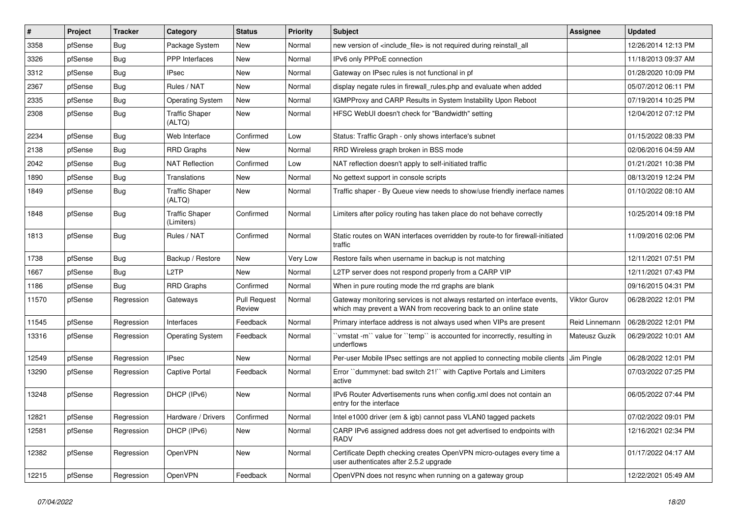| # | Project | Tracker | Category | Status | Priority | Subject | Assignee | Updated |
|---|---|---|---|---|---|---|---|---|
| 3358 | pfSense | Bug | Package System | New | Normal | new version of <include_file> is not required during reinstall_all | | 12/26/2014 12:13 PM |
| 3326 | pfSense | Bug | PPP Interfaces | New | Normal | IPv6 only PPPoE connection | | 11/18/2013 09:37 AM |
| 3312 | pfSense | Bug | IPsec | New | Normal | Gateway on IPsec rules is not functional in pf | | 01/28/2020 10:09 PM |
| 2367 | pfSense | Bug | Rules / NAT | New | Normal | display negate rules in firewall_rules.php and evaluate when added | | 05/07/2012 06:11 PM |
| 2335 | pfSense | Bug | Operating System | New | Normal | IGMPProxy and CARP Results in System Instability Upon Reboot | | 07/19/2014 10:25 PM |
| 2308 | pfSense | Bug | Traffic Shaper (ALTQ) | New | Normal | HFSC WebUI doesn't check for "Bandwidth" setting | | 12/04/2012 07:12 PM |
| 2234 | pfSense | Bug | Web Interface | Confirmed | Low | Status: Traffic Graph - only shows interface's subnet | | 01/15/2022 08:33 PM |
| 2138 | pfSense | Bug | RRD Graphs | New | Normal | RRD Wireless graph broken in BSS mode | | 02/06/2016 04:59 AM |
| 2042 | pfSense | Bug | NAT Reflection | Confirmed | Low | NAT reflection doesn't apply to self-initiated traffic | | 01/21/2021 10:38 PM |
| 1890 | pfSense | Bug | Translations | New | Normal | No gettext support in console scripts | | 08/13/2019 12:24 PM |
| 1849 | pfSense | Bug | Traffic Shaper (ALTQ) | New | Normal | Traffic shaper - By Queue view needs to show/use friendly inerface names | | 01/10/2022 08:10 AM |
| 1848 | pfSense | Bug | Traffic Shaper (Limiters) | Confirmed | Normal | Limiters after policy routing has taken place do not behave correctly | | 10/25/2014 09:18 PM |
| 1813 | pfSense | Bug | Rules / NAT | Confirmed | Normal | Static routes on WAN interfaces overridden by route-to for firewall-initiated traffic | | 11/09/2016 02:06 PM |
| 1738 | pfSense | Bug | Backup / Restore | New | Very Low | Restore fails when username in backup is not matching | | 12/11/2021 07:51 PM |
| 1667 | pfSense | Bug | L2TP | New | Normal | L2TP server does not respond properly from a CARP VIP | | 12/11/2021 07:43 PM |
| 1186 | pfSense | Bug | RRD Graphs | Confirmed | Normal | When in pure routing mode the rrd graphs are blank | | 09/16/2015 04:31 PM |
| 11570 | pfSense | Regression | Gateways | Pull Request Review | Normal | Gateway monitoring services is not always restarted on interface events, which may prevent a WAN from recovering back to an online state | Viktor Gurov | 06/28/2022 12:01 PM |
| 11545 | pfSense | Regression | Interfaces | Feedback | Normal | Primary interface address is not always used when VIPs are present | Reid Linnemann | 06/28/2022 12:01 PM |
| 13316 | pfSense | Regression | Operating System | Feedback | Normal | ``vmstat -m`` value for ``temp`` is accounted for incorrectly, resulting in underflows | Mateusz Guzik | 06/29/2022 10:01 AM |
| 12549 | pfSense | Regression | IPsec | New | Normal | Per-user Mobile IPsec settings are not applied to connecting mobile clients | Jim Pingle | 06/28/2022 12:01 PM |
| 13290 | pfSense | Regression | Captive Portal | Feedback | Normal | Error ``dummynet: bad switch 21!`` with Captive Portals and Limiters active | | 07/03/2022 07:25 PM |
| 13248 | pfSense | Regression | DHCP (IPv6) | New | Normal | IPv6 Router Advertisements runs when config.xml does not contain an entry for the interface | | 06/05/2022 07:44 PM |
| 12821 | pfSense | Regression | Hardware / Drivers | Confirmed | Normal | Intel e1000 driver (em & igb) cannot pass VLAN0 tagged packets | | 07/02/2022 09:01 PM |
| 12581 | pfSense | Regression | DHCP (IPv6) | New | Normal | CARP IPv6 assigned address does not get advertised to endpoints with RADV | | 12/16/2021 02:34 PM |
| 12382 | pfSense | Regression | OpenVPN | New | Normal | Certificate Depth checking creates OpenVPN micro-outages every time a user authenticates after 2.5.2 upgrade | | 01/17/2022 04:17 AM |
| 12215 | pfSense | Regression | OpenVPN | Feedback | Normal | OpenVPN does not resync when running on a gateway group | | 12/22/2021 05:49 AM |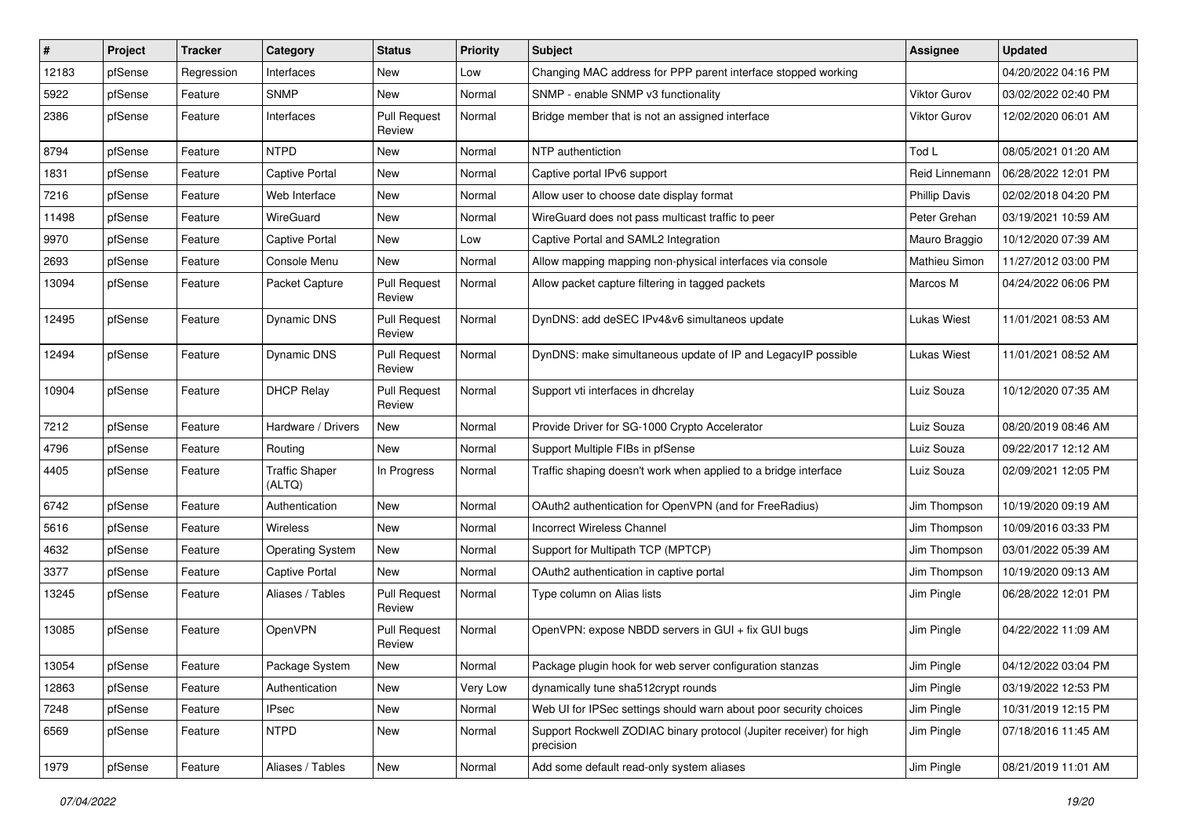| # | Project | Tracker | Category | Status | Priority | Subject | Assignee | Updated |
|---|---|---|---|---|---|---|---|---|
| 12183 | pfSense | Regression | Interfaces | New | Low | Changing MAC address for PPP parent interface stopped working | | 04/20/2022 04:16 PM |
| 5922 | pfSense | Feature | SNMP | New | Normal | SNMP - enable SNMP v3 functionality | Viktor Gurov | 03/02/2022 02:40 PM |
| 2386 | pfSense | Feature | Interfaces | Pull Request Review | Normal | Bridge member that is not an assigned interface | Viktor Gurov | 12/02/2020 06:01 AM |
| 8794 | pfSense | Feature | NTPD | New | Normal | NTP authentiction | Tod L | 08/05/2021 01:20 AM |
| 1831 | pfSense | Feature | Captive Portal | New | Normal | Captive portal IPv6 support | Reid Linnemann | 06/28/2022 12:01 PM |
| 7216 | pfSense | Feature | Web Interface | New | Normal | Allow user to choose date display format | Phillip Davis | 02/02/2018 04:20 PM |
| 11498 | pfSense | Feature | WireGuard | New | Normal | WireGuard does not pass multicast traffic to peer | Peter Grehan | 03/19/2021 10:59 AM |
| 9970 | pfSense | Feature | Captive Portal | New | Low | Captive Portal and SAML2 Integration | Mauro Braggio | 10/12/2020 07:39 AM |
| 2693 | pfSense | Feature | Console Menu | New | Normal | Allow mapping mapping non-physical interfaces via console | Mathieu Simon | 11/27/2012 03:00 PM |
| 13094 | pfSense | Feature | Packet Capture | Pull Request Review | Normal | Allow packet capture filtering in tagged packets | Marcos M | 04/24/2022 06:06 PM |
| 12495 | pfSense | Feature | Dynamic DNS | Pull Request Review | Normal | DynDNS: add deSEC IPv4&v6 simultaneos update | Lukas Wiest | 11/01/2021 08:53 AM |
| 12494 | pfSense | Feature | Dynamic DNS | Pull Request Review | Normal | DynDNS: make simultaneous update of IP and LegacyIP possible | Lukas Wiest | 11/01/2021 08:52 AM |
| 10904 | pfSense | Feature | DHCP Relay | Pull Request Review | Normal | Support vti interfaces in dhcrelay | Luiz Souza | 10/12/2020 07:35 AM |
| 7212 | pfSense | Feature | Hardware / Drivers | New | Normal | Provide Driver for SG-1000 Crypto Accelerator | Luiz Souza | 08/20/2019 08:46 AM |
| 4796 | pfSense | Feature | Routing | New | Normal | Support Multiple FIBs in pfSense | Luiz Souza | 09/22/2017 12:12 AM |
| 4405 | pfSense | Feature | Traffic Shaper (ALTQ) | In Progress | Normal | Traffic shaping doesn't work when applied to a bridge interface | Luiz Souza | 02/09/2021 12:05 PM |
| 6742 | pfSense | Feature | Authentication | New | Normal | OAuth2 authentication for OpenVPN (and for FreeRadius) | Jim Thompson | 10/19/2020 09:19 AM |
| 5616 | pfSense | Feature | Wireless | New | Normal | Incorrect Wireless Channel | Jim Thompson | 10/09/2016 03:33 PM |
| 4632 | pfSense | Feature | Operating System | New | Normal | Support for Multipath TCP (MPTCP) | Jim Thompson | 03/01/2022 05:39 AM |
| 3377 | pfSense | Feature | Captive Portal | New | Normal | OAuth2 authentication in captive portal | Jim Thompson | 10/19/2020 09:13 AM |
| 13245 | pfSense | Feature | Aliases / Tables | Pull Request Review | Normal | Type column on Alias lists | Jim Pingle | 06/28/2022 12:01 PM |
| 13085 | pfSense | Feature | OpenVPN | Pull Request Review | Normal | OpenVPN: expose NBDD servers in GUI + fix GUI bugs | Jim Pingle | 04/22/2022 11:09 AM |
| 13054 | pfSense | Feature | Package System | New | Normal | Package plugin hook for web server configuration stanzas | Jim Pingle | 04/12/2022 03:04 PM |
| 12863 | pfSense | Feature | Authentication | New | Very Low | dynamically tune sha512crypt rounds | Jim Pingle | 03/19/2022 12:53 PM |
| 7248 | pfSense | Feature | IPsec | New | Normal | Web UI for IPSec settings should warn about poor security choices | Jim Pingle | 10/31/2019 12:15 PM |
| 6569 | pfSense | Feature | NTPD | New | Normal | Support Rockwell ZODIAC binary protocol (Jupiter receiver) for high precision | Jim Pingle | 07/18/2016 11:45 AM |
| 1979 | pfSense | Feature | Aliases / Tables | New | Normal | Add some default read-only system aliases | Jim Pingle | 08/21/2019 11:01 AM |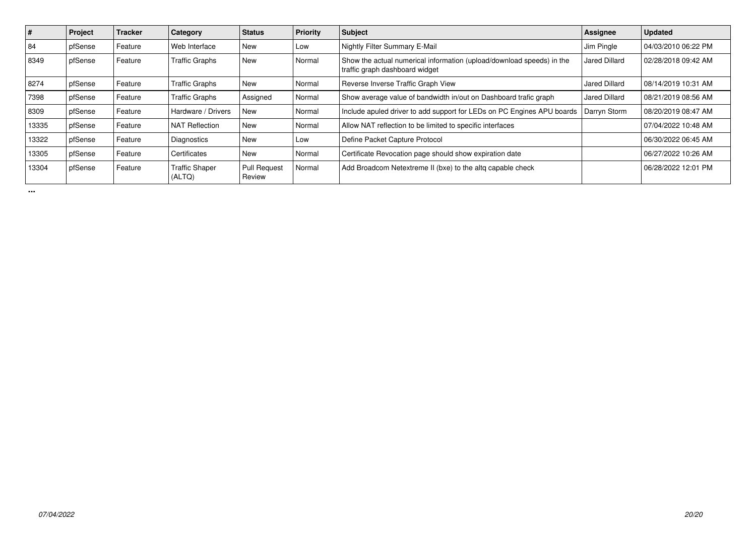| # | Project | Tracker | Category | Status | Priority | Subject | Assignee | Updated |
|---|---|---|---|---|---|---|---|---|
| 84 | pfSense | Feature | Web Interface | New | Low | Nightly Filter Summary E-Mail | Jim Pingle | 04/03/2010 06:22 PM |
| 8349 | pfSense | Feature | Traffic Graphs | New | Normal | Show the actual numerical information (upload/download speeds) in the traffic graph dashboard widget | Jared Dillard | 02/28/2018 09:42 AM |
| 8274 | pfSense | Feature | Traffic Graphs | New | Normal | Reverse Inverse Traffic Graph View | Jared Dillard | 08/14/2019 10:31 AM |
| 7398 | pfSense | Feature | Traffic Graphs | Assigned | Normal | Show average value of bandwidth in/out on Dashboard trafic graph | Jared Dillard | 08/21/2019 08:56 AM |
| 8309 | pfSense | Feature | Hardware / Drivers | New | Normal | Include apuled driver to add support for LEDs on PC Engines APU boards | Darryn Storm | 08/20/2019 08:47 AM |
| 13335 | pfSense | Feature | NAT Reflection | New | Normal | Allow NAT reflection to be limited to specific interfaces | | 07/04/2022 10:48 AM |
| 13322 | pfSense | Feature | Diagnostics | New | Low | Define Packet Capture Protocol | | 06/30/2022 06:45 AM |
| 13305 | pfSense | Feature | Certificates | New | Normal | Certificate Revocation page should show expiration date | | 06/27/2022 10:26 AM |
| 13304 | pfSense | Feature | Traffic Shaper (ALTQ) | Pull Request Review | Normal | Add Broadcom Netextreme II (bxe) to the altq capable check | | 06/28/2022 12:01 PM |

...